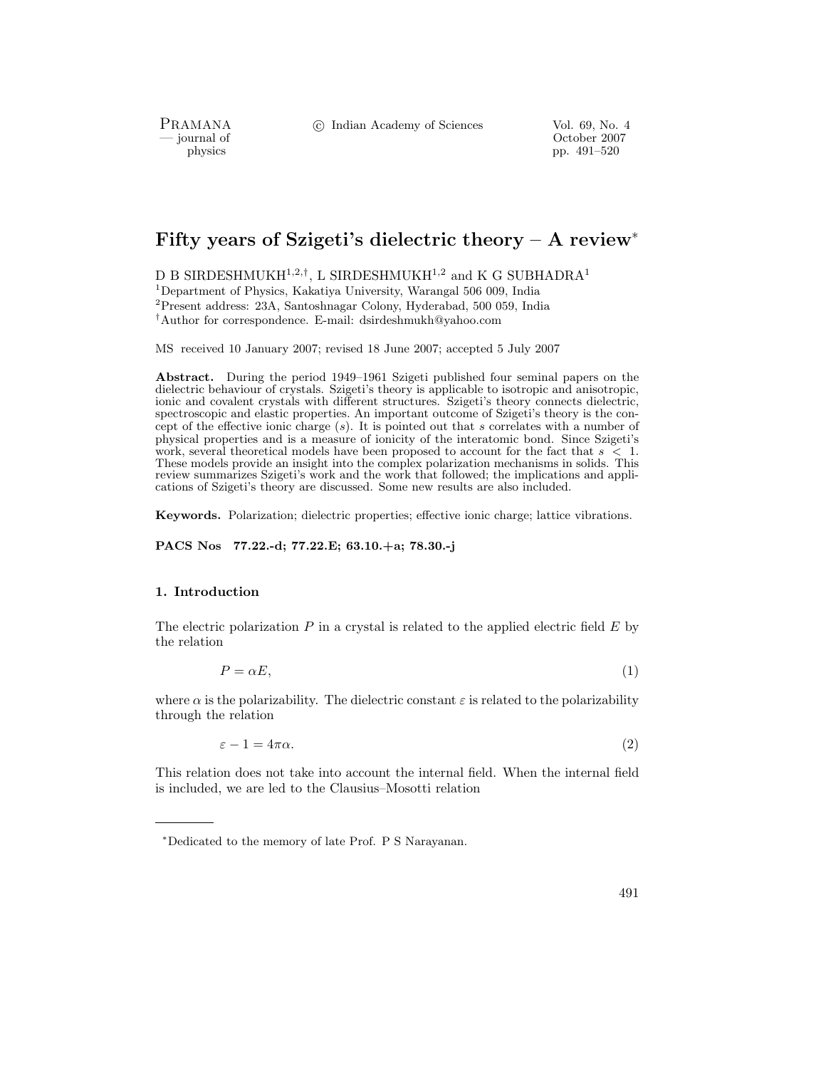# Fifty years of Szigeti's dielectric theory – A review*

D B SIRDESHMUKH[1,2,†], L SIRDESHMUKH[1,2] and K G SUBHADRA[1]

[1]Department of Physics, Kakatiya University, Warangal 506 009, India
[2]Present address: 23A, Santoshnagar Colony, Hyderabad, 500 059, India
[†]Author for correspondence. E-mail: dsirdeshmukh@yahoo.com

MS received 10 January 2007; revised 18 June 2007; accepted 5 July 2007

**Abstract.** During the period 1949–1961 Szigeti published four seminal papers on the dielectric behaviour of crystals. Szigeti's theory is applicable to isotropic and anisotropic, ionic and covalent crystals with different structures. Szigeti's theory connects dielectric, spectroscopic and elastic properties. An important outcome of Szigeti's theory is the concept of the effective ionic charge ($s$). It is pointed out that $s$ correlates with a number of physical properties and is a measure of ionicity of the interatomic bond. Since Szigeti's work, several theoretical models have been proposed to account for the fact that $s < 1$. These models provide an insight into the complex polarization mechanisms in solids. This review summarizes Szigeti's work and the work that followed; the implications and applications of Szigeti's theory are discussed. Some new results are also included.

**Keywords.** Polarization; dielectric properties; effective ionic charge; lattice vibrations.

**PACS Nos** 77.22.-d; 77.22.E; 63.10.+a; 78.30.-j

## 1. Introduction

The electric polarization $P$ in a crystal is related to the applied electric field $E$ by the relation

$$P = \alpha E, \tag{1}$$

where $\alpha$ is the polarizability. The dielectric constant $\varepsilon$ is related to the polarizability through the relation

$$\varepsilon - 1 = 4\pi\alpha. \tag{2}$$

This relation does not take into account the internal field. When the internal field is included, we are led to the Clausius–Mosotti relation

*Dedicated to the memory of late Prof. P S Narayanan.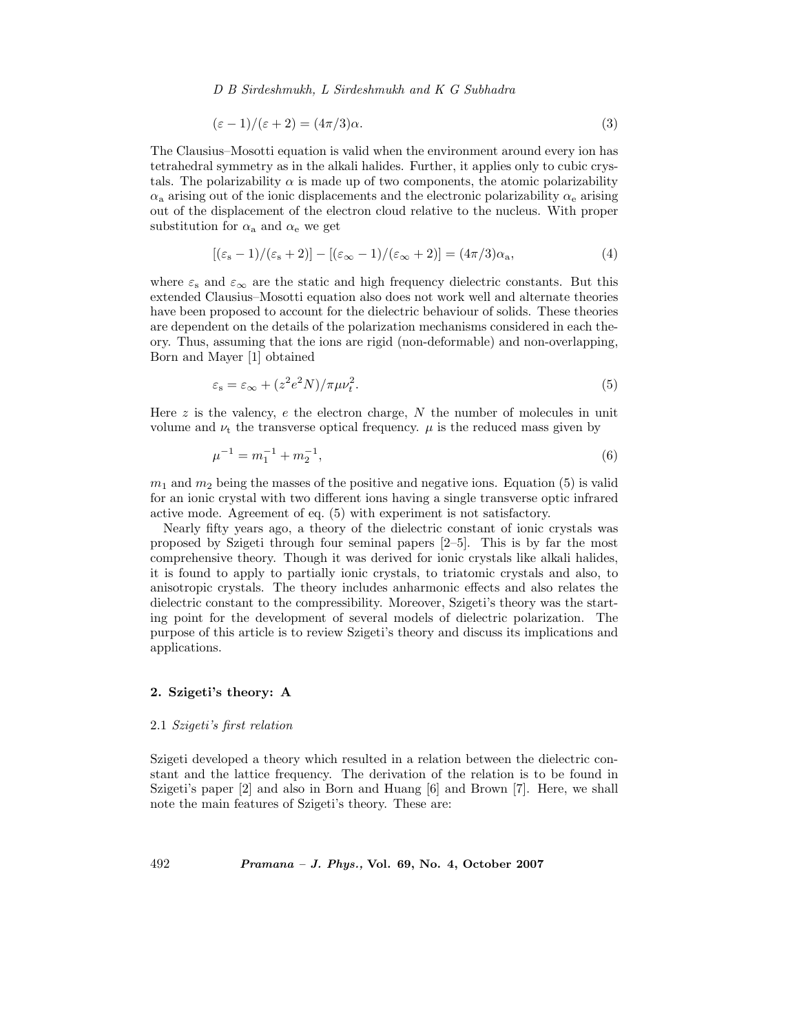$$(\varepsilon - 1)/(\varepsilon + 2) = (4\pi/3)\alpha. \tag{3}$$

The Clausius–Mosotti equation is valid when the environment around every ion has tetrahedral symmetry as in the alkali halides. Further, it applies only to cubic crystals. The polarizability $\alpha$ is made up of two components, the atomic polarizability $\alpha_{\mathrm{a}}$ arising out of the ionic displacements and the electronic polarizability $\alpha_{\mathrm{e}}$ arising out of the displacement of the electron cloud relative to the nucleus. With proper substitution for $\alpha_{\mathrm{a}}$ and $\alpha_{\mathrm{e}}$ we get

$$[(\varepsilon_{\mathrm{s}} - 1)/(\varepsilon_{\mathrm{s}} + 2)] - [(\varepsilon_{\infty} - 1)/(\varepsilon_{\infty} + 2)] = (4\pi/3)\alpha_{\mathrm{a}}, \tag{4}$$

where $\varepsilon_{\mathrm{s}}$ and $\varepsilon_{\infty}$ are the static and high frequency dielectric constants. But this extended Clausius–Mosotti equation also does not work well and alternate theories have been proposed to account for the dielectric behaviour of solids. These theories are dependent on the details of the polarization mechanisms considered in each theory. Thus, assuming that the ions are rigid (non-deformable) and non-overlapping, Born and Mayer [1] obtained

$$\varepsilon_{\mathrm{s}} = \varepsilon_{\infty} + (z^2 e^2 N)/\pi\mu\nu_t^2. \tag{5}$$

Here $z$ is the valency, $e$ the electron charge, $N$ the number of molecules in unit volume and $\nu_{\mathrm{t}}$ the transverse optical frequency. $\mu$ is the reduced mass given by

$$\mu^{-1} = m_1^{-1} + m_2^{-1}, \tag{6}$$

$m_1$ and $m_2$ being the masses of the positive and negative ions. Equation (5) is valid for an ionic crystal with two different ions having a single transverse optic infrared active mode. Agreement of eq. (5) with experiment is not satisfactory.

Nearly fifty years ago, a theory of the dielectric constant of ionic crystals was proposed by Szigeti through four seminal papers [2–5]. This is by far the most comprehensive theory. Though it was derived for ionic crystals like alkali halides, it is found to apply to partially ionic crystals, to triatomic crystals and also, to anisotropic crystals. The theory includes anharmonic effects and also relates the dielectric constant to the compressibility. Moreover, Szigeti's theory was the starting point for the development of several models of dielectric polarization. The purpose of this article is to review Szigeti's theory and discuss its implications and applications.

## 2. Szigeti's theory: A

### 2.1 *Szigeti's first relation*

Szigeti developed a theory which resulted in a relation between the dielectric constant and the lattice frequency. The derivation of the relation is to be found in Szigeti's paper [2] and also in Born and Huang [6] and Brown [7]. Here, we shall note the main features of Szigeti's theory. These are: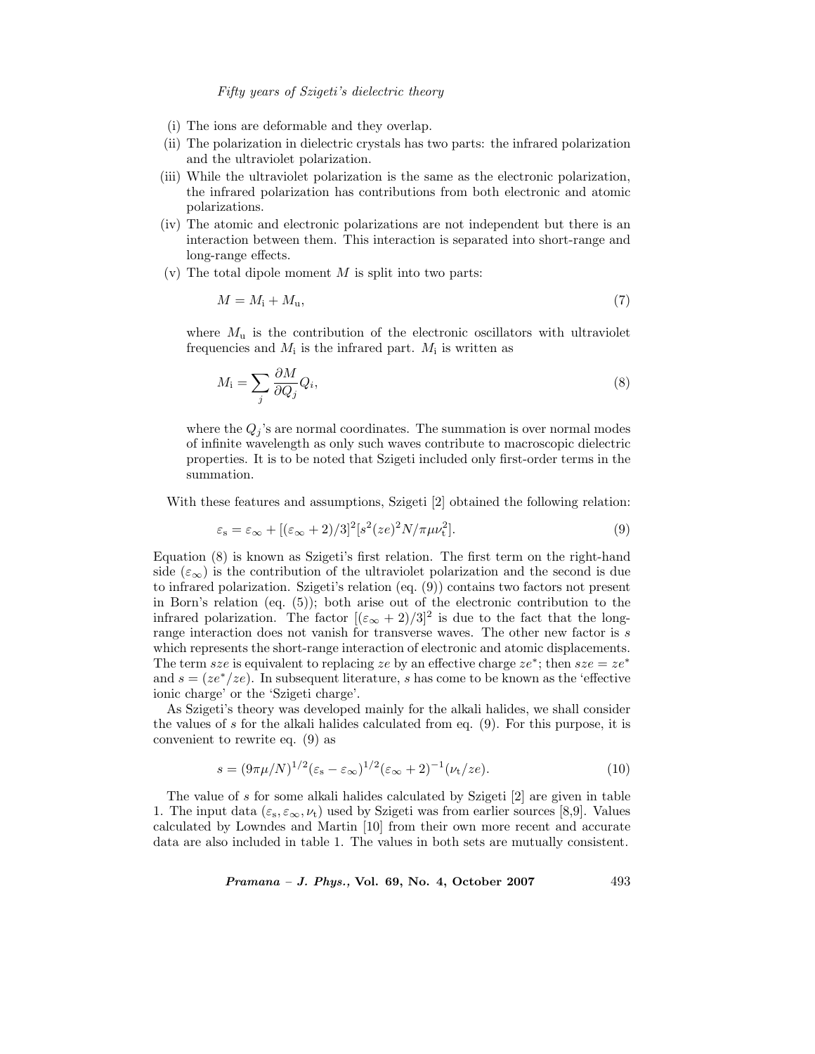(i) The ions are deformable and they overlap.

(ii) The polarization in dielectric crystals has two parts: the infrared polarization and the ultraviolet polarization.

(iii) While the ultraviolet polarization is the same as the electronic polarization, the infrared polarization has contributions from both electronic and atomic polarizations.

(iv) The atomic and electronic polarizations are not independent but there is an interaction between them. This interaction is separated into short-range and long-range effects.

(v) The total dipole moment $M$ is split into two parts:

$$M = M_{\mathrm{i}} + M_{\mathrm{u}}, \tag{7}$$

where $M_{\mathrm{u}}$ is the contribution of the electronic oscillators with ultraviolet frequencies and $M_{\mathrm{i}}$ is the infrared part. $M_{\mathrm{i}}$ is written as

$$M_{\mathrm{i}} = \sum_j \frac{\partial M}{\partial Q_j} Q_i, \tag{8}$$

where the $Q_j$'s are normal coordinates. The summation is over normal modes of infinite wavelength as only such waves contribute to macroscopic dielectric properties. It is to be noted that Szigeti included only first-order terms in the summation.

With these features and assumptions, Szigeti [2] obtained the following relation:

$$\varepsilon_{\mathrm{s}} = \varepsilon_\infty + [(\varepsilon_\infty + 2)/3]^2 [s^2 (ze)^2 N / \pi \mu \nu_{\mathrm{t}}^2]. \tag{9}$$

Equation (8) is known as Szigeti's first relation. The first term on the right-hand side ($\varepsilon_\infty$) is the contribution of the ultraviolet polarization and the second is due to infrared polarization. Szigeti's relation (eq. (9)) contains two factors not present in Born's relation (eq. (5)); both arise out of the electronic contribution to the infrared polarization. The factor $[(\varepsilon_\infty + 2)/3]^2$ is due to the fact that the long-range interaction does not vanish for transverse waves. The other new factor is $s$ which represents the short-range interaction of electronic and atomic displacements. The term $sze$ is equivalent to replacing $ze$ by an effective charge $ze^*$; then $sze = ze^*$ and $s = (ze^*/ze)$. In subsequent literature, $s$ has come to be known as the 'effective ionic charge' or the 'Szigeti charge'.

As Szigeti's theory was developed mainly for the alkali halides, we shall consider the values of $s$ for the alkali halides calculated from eq. (9). For this purpose, it is convenient to rewrite eq. (9) as

$$s = (9\pi\mu/N)^{1/2} (\varepsilon_{\mathrm{s}} - \varepsilon_\infty)^{1/2} (\varepsilon_\infty + 2)^{-1} (\nu_{\mathrm{t}}/ze). \tag{10}$$

The value of $s$ for some alkali halides calculated by Szigeti [2] are given in table 1. The input data ($\varepsilon_{\mathrm{s}}, \varepsilon_\infty, \nu_{\mathrm{t}}$) used by Szigeti was from earlier sources [8,9]. Values calculated by Lowndes and Martin [10] from their own more recent and accurate data are also included in table 1. The values in both sets are mutually consistent.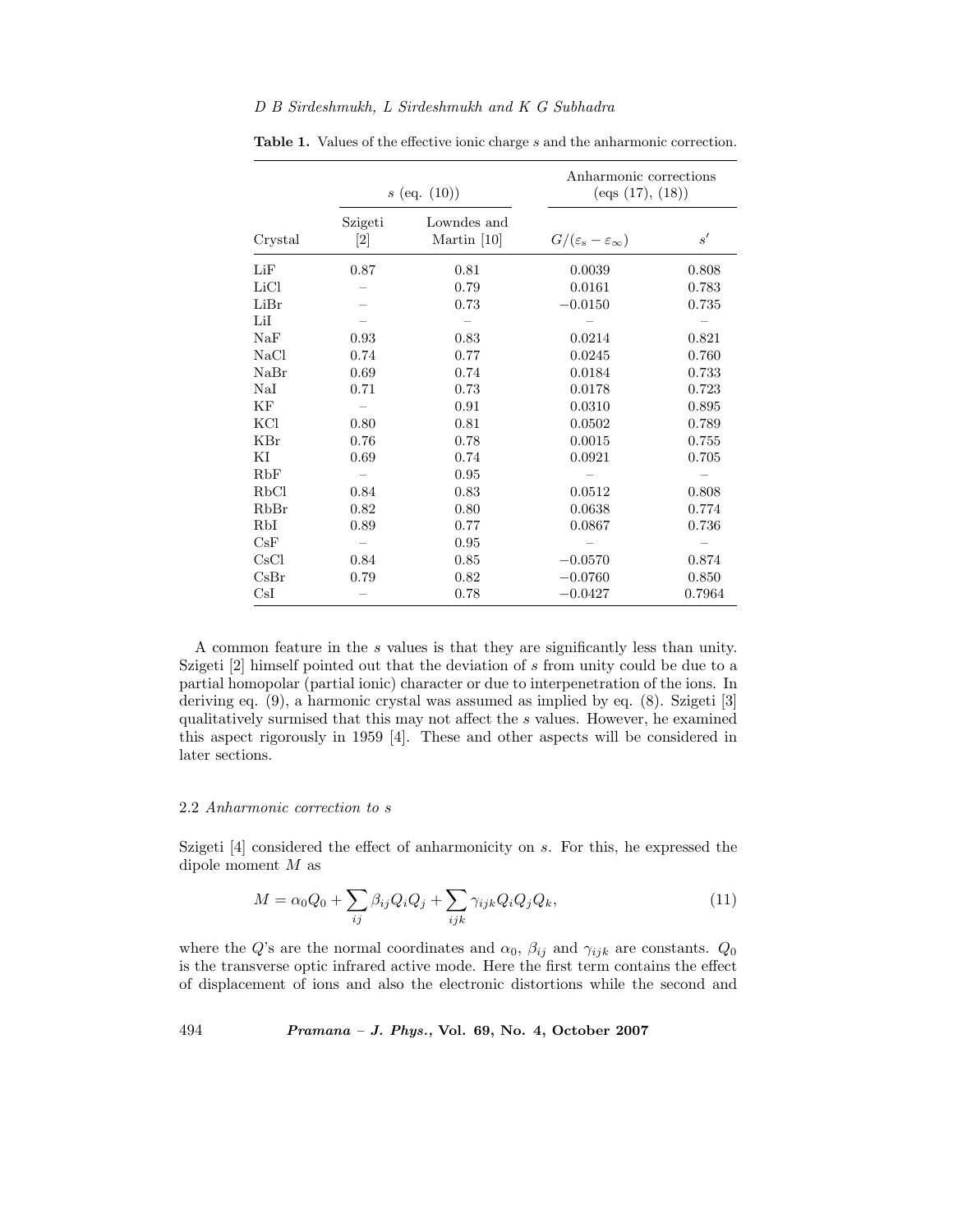**Table 1.** Values of the effective ionic charge $s$ and the anharmonic correction.

| Crystal | $s$ (eq. (10)) | | Anharmonic corrections (eqs (17), (18)) | |
|---|---|---|---|---|
| | Szigeti [2] | Lowndes and Martin [10] | $G/(\varepsilon_s - \varepsilon_\infty)$ | $s'$ |
| LiF | 0.87 | 0.81 | 0.0039 | 0.808 |
| LiCl | – | 0.79 | 0.0161 | 0.783 |
| LiBr | – | 0.73 | −0.0150 | 0.735 |
| LiI | – | – | – | – |
| NaF | 0.93 | 0.83 | 0.0214 | 0.821 |
| NaCl | 0.74 | 0.77 | 0.0245 | 0.760 |
| NaBr | 0.69 | 0.74 | 0.0184 | 0.733 |
| NaI | 0.71 | 0.73 | 0.0178 | 0.723 |
| KF | – | 0.91 | 0.0310 | 0.895 |
| KCl | 0.80 | 0.81 | 0.0502 | 0.789 |
| KBr | 0.76 | 0.78 | 0.0015 | 0.755 |
| KI | 0.69 | 0.74 | 0.0921 | 0.705 |
| RbF | – | 0.95 | – | – |
| RbCl | 0.84 | 0.83 | 0.0512 | 0.808 |
| RbBr | 0.82 | 0.80 | 0.0638 | 0.774 |
| RbI | 0.89 | 0.77 | 0.0867 | 0.736 |
| CsF | – | 0.95 | – | – |
| CsCl | 0.84 | 0.85 | −0.0570 | 0.874 |
| CsBr | 0.79 | 0.82 | −0.0760 | 0.850 |
| CsI | – | 0.78 | −0.0427 | 0.7964 |

A common feature in the $s$ values is that they are significantly less than unity. Szigeti [2] himself pointed out that the deviation of $s$ from unity could be due to a partial homopolar (partial ionic) character or due to interpenetration of the ions. In deriving eq. (9), a harmonic crystal was assumed as implied by eq. (8). Szigeti [3] qualitatively surmised that this may not affect the $s$ values. However, he examined this aspect rigorously in 1959 [4]. These and other aspects will be considered in later sections.

### 2.2 *Anharmonic correction to s*

Szigeti [4] considered the effect of anharmonicity on $s$. For this, he expressed the dipole moment $M$ as

$$M = \alpha_0 Q_0 + \sum_{ij} \beta_{ij} Q_i Q_j + \sum_{ijk} \gamma_{ijk} Q_i Q_j Q_k, \tag{11}$$

where the $Q$'s are the normal coordinates and $\alpha_0$, $\beta_{ij}$ and $\gamma_{ijk}$ are constants. $Q_0$ is the transverse optic infrared active mode. Here the first term contains the effect of displacement of ions and also the electronic distortions while the second and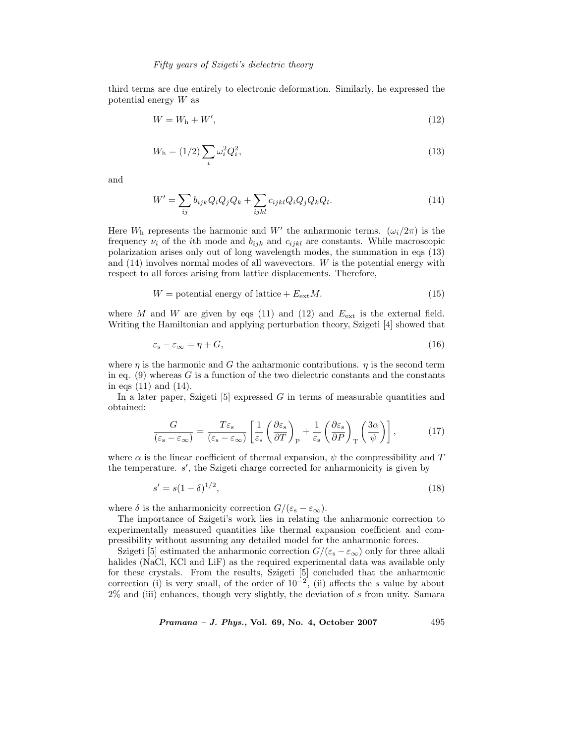third terms are due entirely to electronic deformation. Similarly, he expressed the potential energy $W$ as

$$W = W_{\mathrm{h}} + W', \tag{12}$$

$$W_{\mathrm{h}} = (1/2) \sum_i \omega_i^2 Q_i^2, \tag{13}$$

and

$$W' = \sum_{ij} b_{ijk} Q_i Q_j Q_k + \sum_{ijkl} c_{ijkl} Q_i Q_j Q_k Q_l. \tag{14}$$

Here $W_{\mathrm{h}}$ represents the harmonic and $W'$ the anharmonic terms. $(\omega_i/2\pi)$ is the frequency $\nu_i$ of the $i$th mode and $b_{ijk}$ and $c_{ijkl}$ are constants. While macroscopic polarization arises only out of long wavelength modes, the summation in eqs (13) and (14) involves normal modes of all wavevectors. $W$ is the potential energy with respect to all forces arising from lattice displacements. Therefore,

$$W = \text{potential energy of lattice} + E_{\mathrm{ext}} M. \tag{15}$$

where $M$ and $W$ are given by eqs (11) and (12) and $E_{\mathrm{ext}}$ is the external field. Writing the Hamiltonian and applying perturbation theory, Szigeti [4] showed that

$$\varepsilon_{\mathrm{s}} - \varepsilon_{\infty} = \eta + G, \tag{16}$$

where $\eta$ is the harmonic and $G$ the anharmonic contributions. $\eta$ is the second term in eq. (9) whereas $G$ is a function of the two dielectric constants and the constants in eqs (11) and (14).

In a later paper, Szigeti [5] expressed $G$ in terms of measurable quantities and obtained:

$$\frac{G}{(\varepsilon_{\mathrm{s}} - \varepsilon_{\infty})} = \frac{T\varepsilon_{\mathrm{s}}}{(\varepsilon_{\mathrm{s}} - \varepsilon_{\infty})} \left[ \frac{1}{\varepsilon_{\mathrm{s}}} \left( \frac{\partial \varepsilon_{\mathrm{s}}}{\partial T} \right)_{\mathrm{P}} + \frac{1}{\varepsilon_{\mathrm{s}}} \left( \frac{\partial \varepsilon_{\mathrm{s}}}{\partial P} \right)_{\mathrm{T}} \left( \frac{3\alpha}{\psi} \right) \right], \tag{17}$$

where $\alpha$ is the linear coefficient of thermal expansion, $\psi$ the compressibility and $T$ the temperature. $s'$, the Szigeti charge corrected for anharmonicity is given by

$$s' = s(1 - \delta)^{1/2}, \tag{18}$$

where $\delta$ is the anharmonicity correction $G/(\varepsilon_{\mathrm{s}} - \varepsilon_{\infty})$.

The importance of Szigeti's work lies in relating the anharmonic correction to experimentally measured quantities like thermal expansion coefficient and compressibility without assuming any detailed model for the anharmonic forces.

Szigeti [5] estimated the anharmonic correction $G/(\varepsilon_{\mathrm{s}} - \varepsilon_{\infty})$ only for three alkali halides (NaCl, KCl and LiF) as the required experimental data was available only for these crystals. From the results, Szigeti [5] concluded that the anharmonic correction (i) is very small, of the order of $10^{-2}$, (ii) affects the $s$ value by about 2% and (iii) enhances, though very slightly, the deviation of $s$ from unity. Samara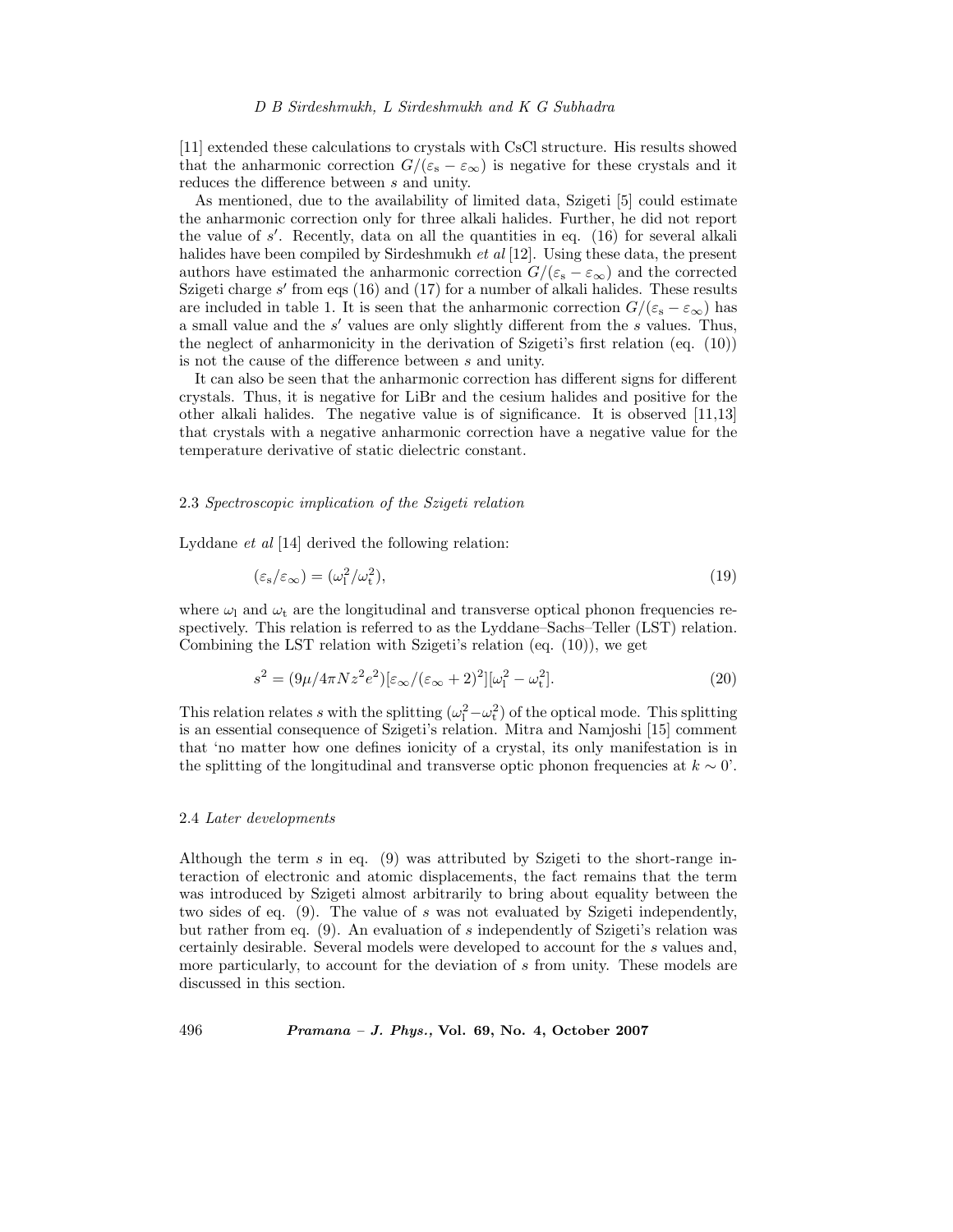[11] extended these calculations to crystals with CsCl structure. His results showed that the anharmonic correction $G/(\varepsilon_s - \varepsilon_\infty)$ is negative for these crystals and it reduces the difference between $s$ and unity.

As mentioned, due to the availability of limited data, Szigeti [5] could estimate the anharmonic correction only for three alkali halides. Further, he did not report the value of $s'$. Recently, data on all the quantities in eq. (16) for several alkali halides have been compiled by Sirdeshmukh *et al* [12]. Using these data, the present authors have estimated the anharmonic correction $G/(\varepsilon_s - \varepsilon_\infty)$ and the corrected Szigeti charge $s'$ from eqs (16) and (17) for a number of alkali halides. These results are included in table 1. It is seen that the anharmonic correction $G/(\varepsilon_s - \varepsilon_\infty)$ has a small value and the $s'$ values are only slightly different from the $s$ values. Thus, the neglect of anharmonicity in the derivation of Szigeti's first relation (eq. (10)) is not the cause of the difference between $s$ and unity.

It can also be seen that the anharmonic correction has different signs for different crystals. Thus, it is negative for LiBr and the cesium halides and positive for the other alkali halides. The negative value is of significance. It is observed [11,13] that crystals with a negative anharmonic correction have a negative value for the temperature derivative of static dielectric constant.

### 2.3 *Spectroscopic implication of the Szigeti relation*

Lyddane *et al* [14] derived the following relation:

$$(\varepsilon_s/\varepsilon_\infty) = (\omega_l^2/\omega_t^2), \tag{19}$$

where $\omega_l$ and $\omega_t$ are the longitudinal and transverse optical phonon frequencies respectively. This relation is referred to as the Lyddane–Sachs–Teller (LST) relation. Combining the LST relation with Szigeti's relation (eq. (10)), we get

$$s^2 = (9\mu/4\pi N z^2 e^2)[\varepsilon_\infty/(\varepsilon_\infty + 2)^2][\omega_l^2 - \omega_t^2]. \tag{20}$$

This relation relates $s$ with the splitting $(\omega_l^2 - \omega_t^2)$ of the optical mode. This splitting is an essential consequence of Szigeti's relation. Mitra and Namjoshi [15] comment that 'no matter how one defines ionicity of a crystal, its only manifestation is in the splitting of the longitudinal and transverse optic phonon frequencies at $k \sim 0$'.

### 2.4 *Later developments*

Although the term $s$ in eq. (9) was attributed by Szigeti to the short-range interaction of electronic and atomic displacements, the fact remains that the term was introduced by Szigeti almost arbitrarily to bring about equality between the two sides of eq. (9). The value of $s$ was not evaluated by Szigeti independently, but rather from eq. (9). An evaluation of $s$ independently of Szigeti's relation was certainly desirable. Several models were developed to account for the $s$ values and, more particularly, to account for the deviation of $s$ from unity. These models are discussed in this section.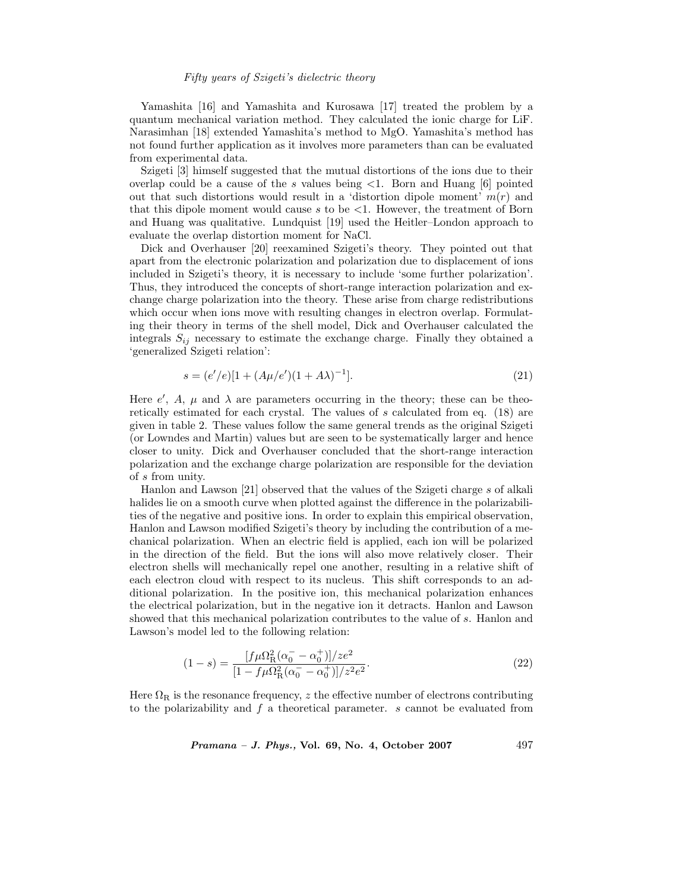Yamashita [16] and Yamashita and Kurosawa [17] treated the problem by a quantum mechanical variation method. They calculated the ionic charge for LiF. Narasimhan [18] extended Yamashita's method to MgO. Yamashita's method has not found further application as it involves more parameters than can be evaluated from experimental data.

Szigeti [3] himself suggested that the mutual distortions of the ions due to their overlap could be a cause of the $s$ values being $<1$. Born and Huang [6] pointed out that such distortions would result in a 'distortion dipole moment' $m(r)$ and that this dipole moment would cause $s$ to be $<1$. However, the treatment of Born and Huang was qualitative. Lundquist [19] used the Heitler–London approach to evaluate the overlap distortion moment for NaCl.

Dick and Overhauser [20] reexamined Szigeti's theory. They pointed out that apart from the electronic polarization and polarization due to displacement of ions included in Szigeti's theory, it is necessary to include 'some further polarization'. Thus, they introduced the concepts of short-range interaction polarization and exchange charge polarization into the theory. These arise from charge redistributions which occur when ions move with resulting changes in electron overlap. Formulating their theory in terms of the shell model, Dick and Overhauser calculated the integrals $S_{ij}$ necessary to estimate the exchange charge. Finally they obtained a 'generalized Szigeti relation':

$$s = (e'/e)[1 + (A\mu/e')(1 + A\lambda)^{-1}]. \tag{21}$$

Here $e'$, $A$, $\mu$ and $\lambda$ are parameters occurring in the theory; these can be theoretically estimated for each crystal. The values of $s$ calculated from eq. (18) are given in table 2. These values follow the same general trends as the original Szigeti (or Lowndes and Martin) values but are seen to be systematically larger and hence closer to unity. Dick and Overhauser concluded that the short-range interaction polarization and the exchange charge polarization are responsible for the deviation of $s$ from unity.

Hanlon and Lawson [21] observed that the values of the Szigeti charge $s$ of alkali halides lie on a smooth curve when plotted against the difference in the polarizabilities of the negative and positive ions. In order to explain this empirical observation, Hanlon and Lawson modified Szigeti's theory by including the contribution of a mechanical polarization. When an electric field is applied, each ion will be polarized in the direction of the field. But the ions will also move relatively closer. Their electron shells will mechanically repel one another, resulting in a relative shift of each electron cloud with respect to its nucleus. This shift corresponds to an additional polarization. In the positive ion, this mechanical polarization enhances the electrical polarization, but in the negative ion it detracts. Hanlon and Lawson showed that this mechanical polarization contributes to the value of $s$. Hanlon and Lawson's model led to the following relation:

$$(1 - s) = \frac{[f\mu\Omega_{\mathrm{R}}^2(\alpha_0^- - \alpha_0^+)]/ze^2}{[1 - f\mu\Omega_{\mathrm{R}}^2(\alpha_0^- - \alpha_0^+)]/z^2e^2}. \tag{22}$$

Here $\Omega_{\mathrm{R}}$ is the resonance frequency, $z$ the effective number of electrons contributing to the polarizability and $f$ a theoretical parameter. $s$ cannot be evaluated from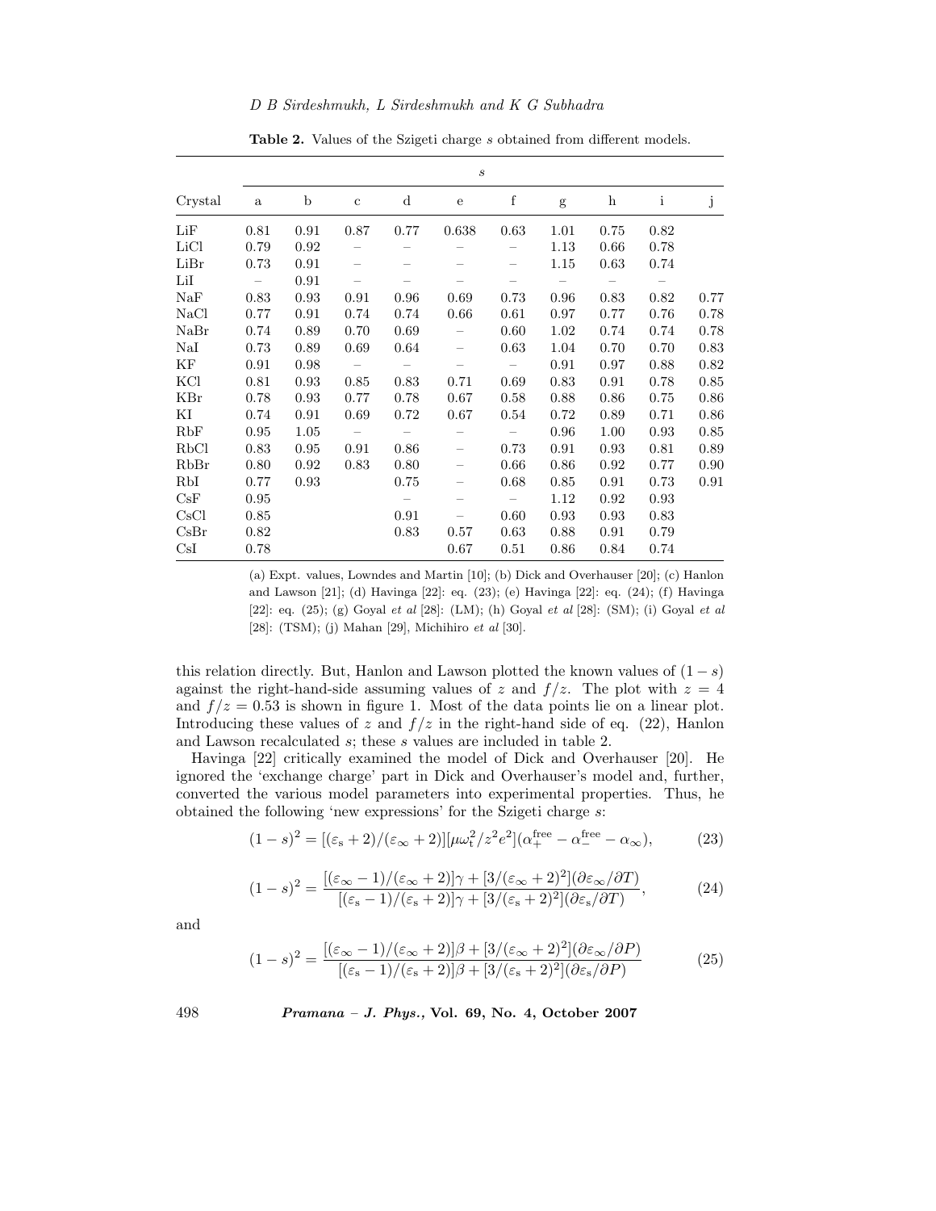**Table 2.** Values of the Szigeti charge $s$ obtained from different models.

| | $s$ | | | | | | | | | |
|---|---|---|---|---|---|---|---|---|---|---|
| Crystal | a | b | c | d | e | f | g | h | i | j |
| LiF | 0.81 | 0.91 | 0.87 | 0.77 | 0.638 | 0.63 | 1.01 | 0.75 | 0.82 | |
| LiCl | 0.79 | 0.92 | – | – | – | – | 1.13 | 0.66 | 0.78 | |
| LiBr | 0.73 | 0.91 | – | – | – | – | 1.15 | 0.63 | 0.74 | |
| LiI | – | 0.91 | – | – | – | – | – | – | – | |
| NaF | 0.83 | 0.93 | 0.91 | 0.96 | 0.69 | 0.73 | 0.96 | 0.83 | 0.82 | 0.77 |
| NaCl | 0.77 | 0.91 | 0.74 | 0.74 | 0.66 | 0.61 | 0.97 | 0.77 | 0.76 | 0.78 |
| NaBr | 0.74 | 0.89 | 0.70 | 0.69 | – | 0.60 | 1.02 | 0.74 | 0.74 | 0.78 |
| NaI | 0.73 | 0.89 | 0.69 | 0.64 | – | 0.63 | 1.04 | 0.70 | 0.70 | 0.83 |
| KF | 0.91 | 0.98 | – | – | – | – | 0.91 | 0.97 | 0.88 | 0.82 |
| KCl | 0.81 | 0.93 | 0.85 | 0.83 | 0.71 | 0.69 | 0.83 | 0.91 | 0.78 | 0.85 |
| KBr | 0.78 | 0.93 | 0.77 | 0.78 | 0.67 | 0.58 | 0.88 | 0.86 | 0.75 | 0.86 |
| KI | 0.74 | 0.91 | 0.69 | 0.72 | 0.67 | 0.54 | 0.72 | 0.89 | 0.71 | 0.86 |
| RbF | 0.95 | 1.05 | – | – | – | – | 0.96 | 1.00 | 0.93 | 0.85 |
| RbCl | 0.83 | 0.95 | 0.91 | 0.86 | – | 0.73 | 0.91 | 0.93 | 0.81 | 0.89 |
| RbBr | 0.80 | 0.92 | 0.83 | 0.80 | – | 0.66 | 0.86 | 0.92 | 0.77 | 0.90 |
| RbI | 0.77 | 0.93 | | 0.75 | – | 0.68 | 0.85 | 0.91 | 0.73 | 0.91 |
| CsF | 0.95 | | | – | – | – | 1.12 | 0.92 | 0.93 | |
| CsCl | 0.85 | | | 0.91 | – | 0.60 | 0.93 | 0.93 | 0.83 | |
| CsBr | 0.82 | | | 0.83 | 0.57 | 0.63 | 0.88 | 0.91 | 0.79 | |
| CsI | 0.78 | | | | 0.67 | 0.51 | 0.86 | 0.84 | 0.74 | |

(a) Expt. values, Lowndes and Martin [10]; (b) Dick and Overhauser [20]; (c) Hanlon and Lawson [21]; (d) Havinga [22]: eq. (23); (e) Havinga [22]: eq. (24); (f) Havinga [22]: eq. (25); (g) Goyal *et al* [28]: (LM); (h) Goyal *et al* [28]: (SM); (i) Goyal *et al* [28]: (TSM); (j) Mahan [29], Michihiro *et al* [30].

this relation directly. But, Hanlon and Lawson plotted the known values of $(1-s)$ against the right-hand-side assuming values of $z$ and $f/z$. The plot with $z = 4$ and $f/z = 0.53$ is shown in figure 1. Most of the data points lie on a linear plot. Introducing these values of $z$ and $f/z$ in the right-hand side of eq. (22), Hanlon and Lawson recalculated $s$; these $s$ values are included in table 2.

Havinga [22] critically examined the model of Dick and Overhauser [20]. He ignored the 'exchange charge' part in Dick and Overhauser's model and, further, converted the various model parameters into experimental properties. Thus, he obtained the following 'new expressions' for the Szigeti charge $s$:

$$(1-s)^2 = [(\varepsilon_s + 2)/(\varepsilon_\infty + 2)][\mu\omega_t^2/z^2e^2](\alpha_+^{\text{free}} - \alpha_-^{\text{free}} - \alpha_\infty), \tag{23}$$

$$(1-s)^2 = \frac{[(\varepsilon_\infty - 1)/(\varepsilon_\infty + 2)]\gamma + [3/(\varepsilon_\infty + 2)^2](\partial\varepsilon_\infty/\partial T)}{[(\varepsilon_s - 1)/(\varepsilon_s + 2)]\gamma + [3/(\varepsilon_s + 2)^2](\partial\varepsilon_s/\partial T)}, \tag{24}$$

and

$$(1-s)^2 = \frac{[(\varepsilon_\infty - 1)/(\varepsilon_\infty + 2)]\beta + [3/(\varepsilon_\infty + 2)^2](\partial\varepsilon_\infty/\partial P)}{[(\varepsilon_s - 1)/(\varepsilon_s + 2)]\beta + [3/(\varepsilon_s + 2)^2](\partial\varepsilon_s/\partial P)} \tag{25}$$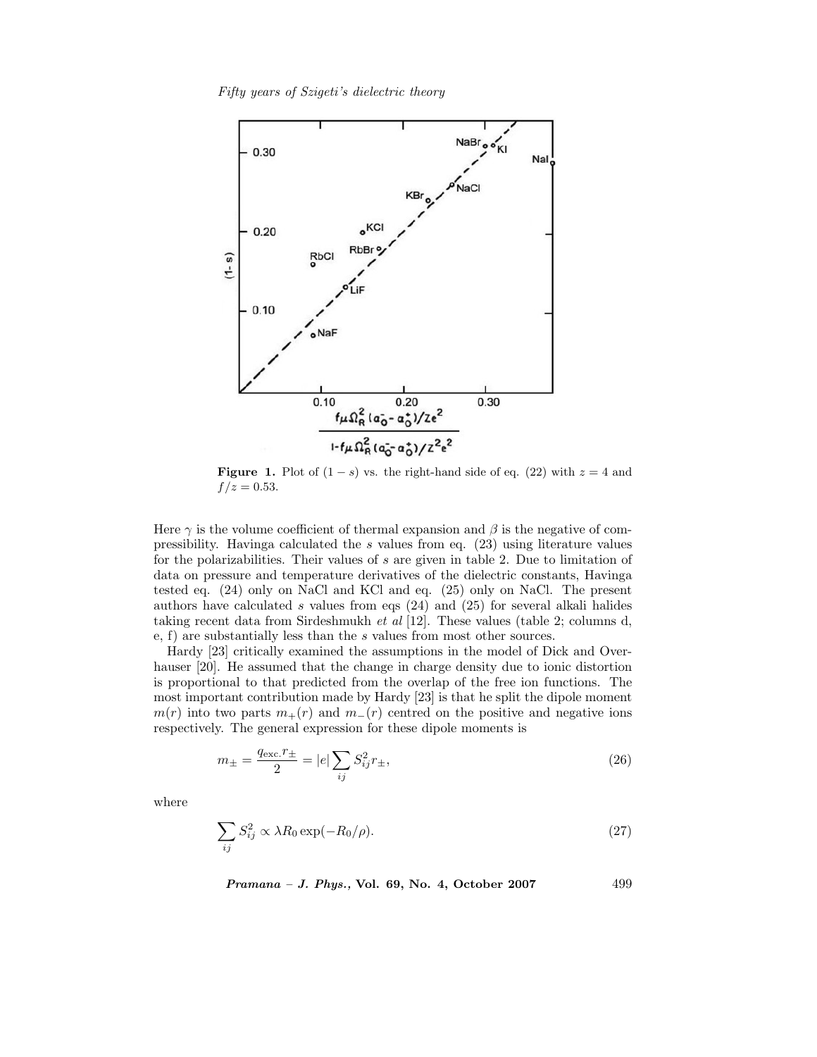**Figure 1.** Plot of $(1-s)$ vs. the right-hand side of eq. (22) with $z = 4$ and $f/z = 0.53$.

Here $\gamma$ is the volume coefficient of thermal expansion and $\beta$ is the negative of compressibility. Havinga calculated the $s$ values from eq. (23) using literature values for the polarizabilities. Their values of $s$ are given in table 2. Due to limitation of data on pressure and temperature derivatives of the dielectric constants, Havinga tested eq. (24) only on NaCl and KCl and eq. (25) only on NaCl. The present authors have calculated $s$ values from eqs (24) and (25) for several alkali halides taking recent data from Sirdeshmukh *et al* [12]. These values (table 2; columns d, e, f) are substantially less than the $s$ values from most other sources.

Hardy [23] critically examined the assumptions in the model of Dick and Overhauser [20]. He assumed that the change in charge density due to ionic distortion is proportional to that predicted from the overlap of the free ion functions. The most important contribution made by Hardy [23] is that he split the dipole moment $m(r)$ into two parts $m_+(r)$ and $m_-(r)$ centred on the positive and negative ions respectively. The general expression for these dipole moments is

$$m_\pm = \frac{q_{\text{exc.}} r_\pm}{2} = |e| \sum_{ij} S_{ij}^2 r_\pm, \tag{26}$$

where

$$\sum_{ij} S_{ij}^2 \propto \lambda R_0 \exp(-R_0/\rho). \tag{27}$$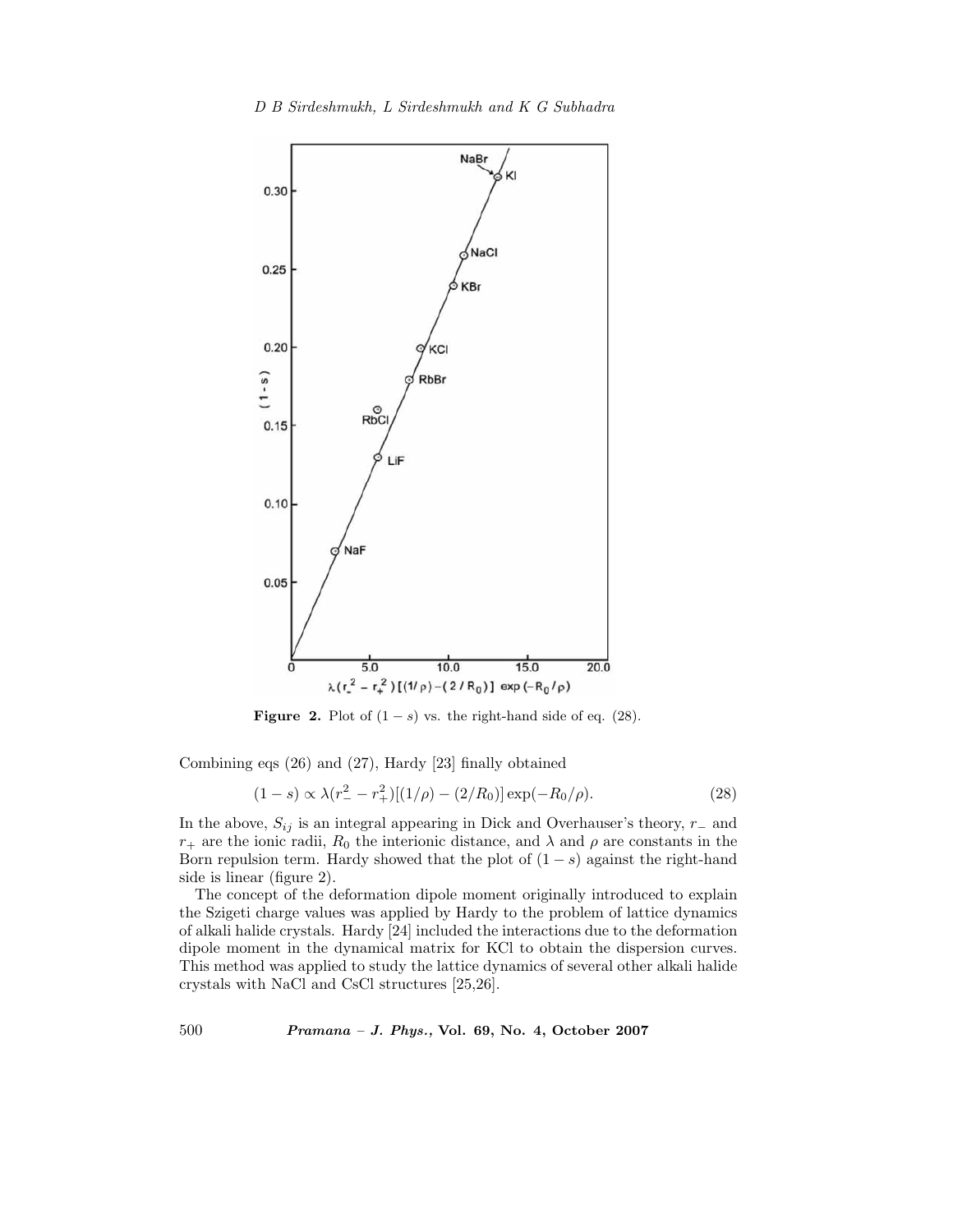**Figure 2.** Plot of $(1 - s)$ vs. the right-hand side of eq. (28).

Combining eqs (26) and (27), Hardy [23] finally obtained

$$(1 - s) \propto \lambda(r_-^2 - r_+^2)[(1/\rho) - (2/R_0)]\exp(-R_0/\rho). \tag{28}$$

In the above, $S_{ij}$ is an integral appearing in Dick and Overhauser's theory, $r_-$ and $r_+$ are the ionic radii, $R_0$ the interionic distance, and $\lambda$ and $\rho$ are constants in the Born repulsion term. Hardy showed that the plot of $(1 - s)$ against the right-hand side is linear (figure 2).

The concept of the deformation dipole moment originally introduced to explain the Szigeti charge values was applied by Hardy to the problem of lattice dynamics of alkali halide crystals. Hardy [24] included the interactions due to the deformation dipole moment in the dynamical matrix for KCl to obtain the dispersion curves. This method was applied to study the lattice dynamics of several other alkali halide crystals with NaCl and CsCl structures [25,26].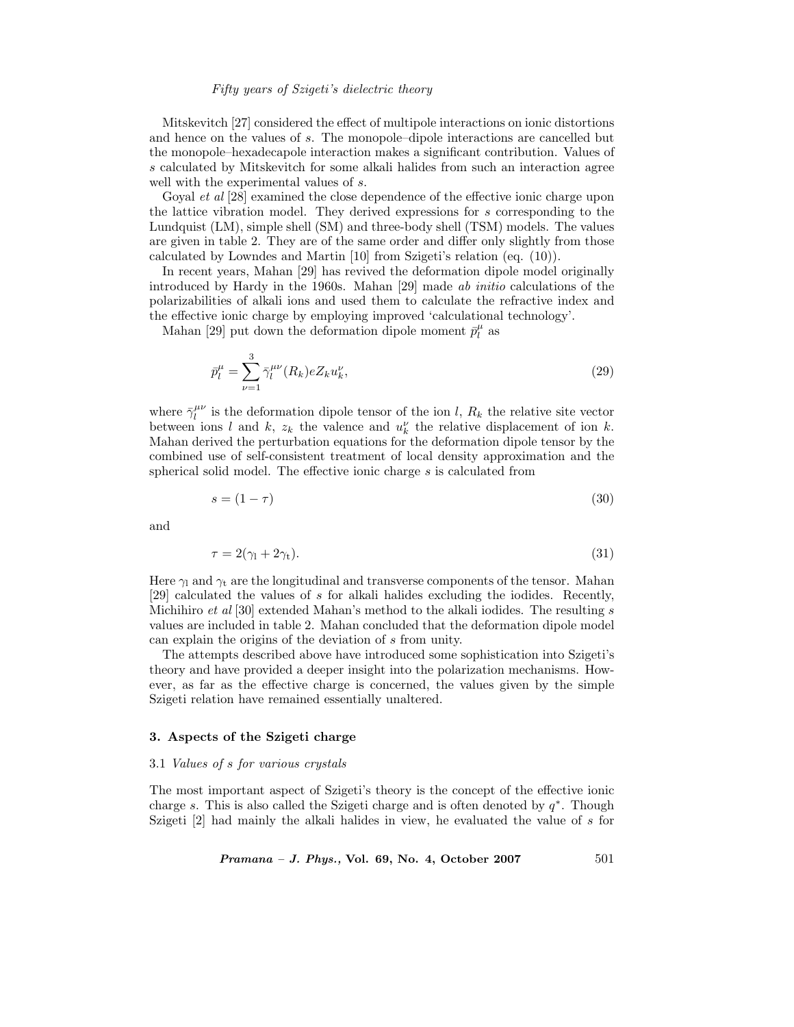Mitskevitch [27] considered the effect of multipole interactions on ionic distortions and hence on the values of $s$. The monopole–dipole interactions are cancelled but the monopole–hexadecapole interaction makes a significant contribution. Values of $s$ calculated by Mitskevitch for some alkali halides from such an interaction agree well with the experimental values of $s$.

Goyal *et al* [28] examined the close dependence of the effective ionic charge upon the lattice vibration model. They derived expressions for $s$ corresponding to the Lundquist (LM), simple shell (SM) and three-body shell (TSM) models. The values are given in table 2. They are of the same order and differ only slightly from those calculated by Lowndes and Martin [10] from Szigeti's relation (eq. (10)).

In recent years, Mahan [29] has revived the deformation dipole model originally introduced by Hardy in the 1960s. Mahan [29] made *ab initio* calculations of the polarizabilities of alkali ions and used them to calculate the refractive index and the effective ionic charge by employing improved 'calculational technology'.

Mahan [29] put down the deformation dipole moment $\bar{p}_l^{\mu}$ as

$$\bar{p}_l^{\mu} = \sum_{\nu=1}^{3} \bar{\gamma}_l^{\mu\nu}(R_k) e Z_k u_k^{\nu}, \tag{29}$$

where $\bar{\gamma}_l^{\mu\nu}$ is the deformation dipole tensor of the ion $l$, $R_k$ the relative site vector between ions $l$ and $k$, $z_k$ the valence and $u_k^{\nu}$ the relative displacement of ion $k$. Mahan derived the perturbation equations for the deformation dipole tensor by the combined use of self-consistent treatment of local density approximation and the spherical solid model. The effective ionic charge $s$ is calculated from

$$s = (1 - \tau) \tag{30}$$

and

$$\tau = 2(\gamma_{\mathrm{l}} + 2\gamma_{\mathrm{t}}). \tag{31}$$

Here $\gamma_{\mathrm{l}}$ and $\gamma_{\mathrm{t}}$ are the longitudinal and transverse components of the tensor. Mahan [29] calculated the values of $s$ for alkali halides excluding the iodides. Recently, Michihiro *et al* [30] extended Mahan's method to the alkali iodides. The resulting $s$ values are included in table 2. Mahan concluded that the deformation dipole model can explain the origins of the deviation of $s$ from unity.

The attempts described above have introduced some sophistication into Szigeti's theory and have provided a deeper insight into the polarization mechanisms. However, as far as the effective charge is concerned, the values given by the simple Szigeti relation have remained essentially unaltered.

## 3. Aspects of the Szigeti charge

### 3.1 *Values of s for various crystals*

The most important aspect of Szigeti's theory is the concept of the effective ionic charge $s$. This is also called the Szigeti charge and is often denoted by $q^*$. Though Szigeti [2] had mainly the alkali halides in view, he evaluated the value of $s$ for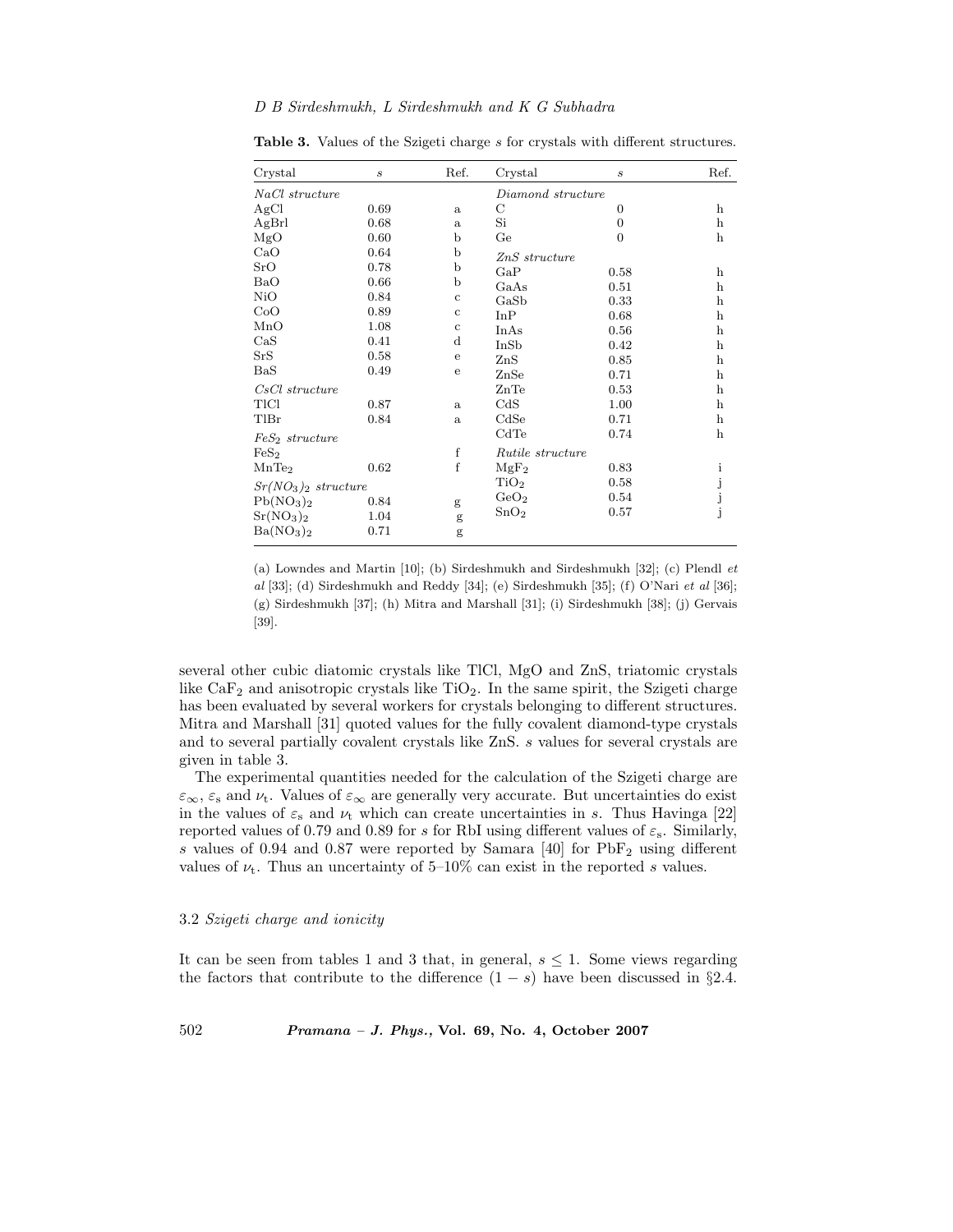**Table 3.** Values of the Szigeti charge $s$ for crystals with different structures.

| Crystal | $s$ | Ref. | Crystal | $s$ | Ref. |
|---|---|---|---|---|---|
| *NaCl structure* | | | *Diamond structure* | | |
| AgCl | 0.69 | a | C | 0 | h |
| AgBrl | 0.68 | a | Si | 0 | h |
| MgO | 0.60 | b | Ge | 0 | h |
| CaO | 0.64 | b | *ZnS structure* | | |
| SrO | 0.78 | b | GaP | 0.58 | h |
| BaO | 0.66 | b | GaAs | 0.51 | h |
| NiO | 0.84 | c | GaSb | 0.33 | h |
| CoO | 0.89 | c | InP | 0.68 | h |
| MnO | 1.08 | c | InAs | 0.56 | h |
| CaS | 0.41 | d | InSb | 0.42 | h |
| SrS | 0.58 | e | ZnS | 0.85 | h |
| BaS | 0.49 | e | ZnSe | 0.71 | h |
| *CsCl structure* | | | ZnTe | 0.53 | h |
| TlCl | 0.87 | a | CdS | 1.00 | h |
| TlBr | 0.84 | a | CdSe | 0.71 | h |
| *$FeS_2$ structure* | | | CdTe | 0.74 | h |
| $FeS_2$ | | f | *Rutile structure* | | |
| $MnTe_2$ | 0.62 | f | $MgF_2$ | 0.83 | i |
| *$Sr(NO_3)_2$ structure* | | | $TiO_2$ | 0.58 | j |
| $Pb(NO_3)_2$ | 0.84 | g | $GeO_2$ | 0.54 | j |
| $Sr(NO_3)_2$ | 1.04 | g | $SnO_2$ | 0.57 | j |
| $Ba(NO_3)_2$ | 0.71 | g | | | |

(a) Lowndes and Martin [10]; (b) Sirdeshmukh and Sirdeshmukh [32]; (c) Plendl *et al* [33]; (d) Sirdeshmukh and Reddy [34]; (e) Sirdeshmukh [35]; (f) O'Nari *et al* [36]; (g) Sirdeshmukh [37]; (h) Mitra and Marshall [31]; (i) Sirdeshmukh [38]; (j) Gervais [39].

several other cubic diatomic crystals like TlCl, MgO and ZnS, triatomic crystals like $CaF_2$ and anisotropic crystals like $TiO_2$. In the same spirit, the Szigeti charge has been evaluated by several workers for crystals belonging to different structures. Mitra and Marshall [31] quoted values for the fully covalent diamond-type crystals and to several partially covalent crystals like ZnS. $s$ values for several crystals are given in table 3.

The experimental quantities needed for the calculation of the Szigeti charge are $\varepsilon_\infty$, $\varepsilon_s$ and $\nu_t$. Values of $\varepsilon_\infty$ are generally very accurate. But uncertainties do exist in the values of $\varepsilon_s$ and $\nu_t$ which can create uncertainties in $s$. Thus Havinga [22] reported values of 0.79 and 0.89 for $s$ for RbI using different values of $\varepsilon_s$. Similarly, $s$ values of 0.94 and 0.87 were reported by Samara [40] for $PbF_2$ using different values of $\nu_t$. Thus an uncertainty of 5–10% can exist in the reported $s$ values.

### 3.2 *Szigeti charge and ionicity*

It can be seen from tables 1 and 3 that, in general, $s \leq 1$. Some views regarding the factors that contribute to the difference $(1 - s)$ have been discussed in §2.4.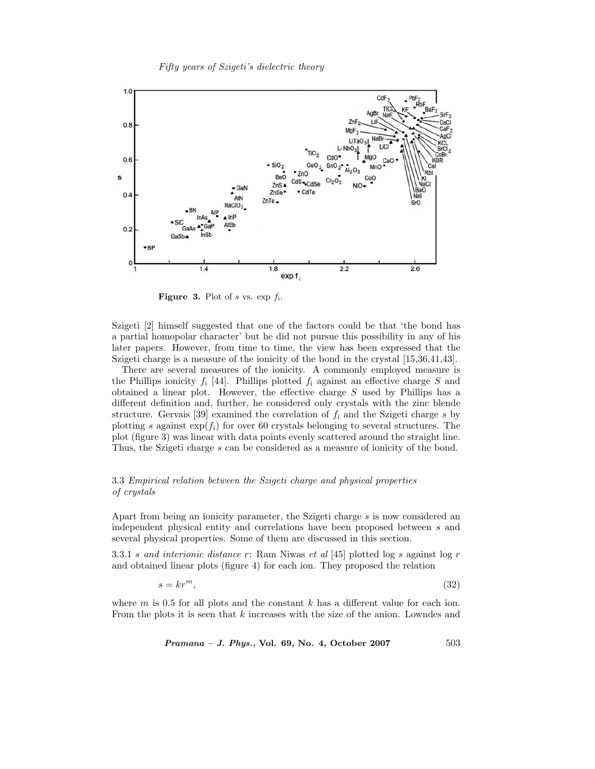**Figure 3.** Plot of $s$ vs. $\exp f_{\mathrm{i}}$.

Szigeti [2] himself suggested that one of the factors could be that 'the bond has a partial homopolar character' but he did not pursue this possibility in any of his later papers. However, from time to time, the view has been expressed that the Szigeti charge is a measure of the ionicity of the bond in the crystal [15,36,41,43].

There are several measures of the ionicity. A commonly employed measure is the Phillips ionicity $f_{\mathrm{i}}$ [44]. Phillips plotted $f_{\mathrm{i}}$ against an effective charge $S$ and obtained a linear plot. However, the effective charge $S$ used by Phillips has a different definition and, further, he considered only crystals with the zinc blende structure. Gervais [39] examined the correlation of $f_{\mathrm{i}}$ and the Szigeti charge $s$ by plotting $s$ against $\exp(f_{\mathrm{i}})$ for over 60 crystals belonging to several structures. The plot (figure 3) was linear with data points evenly scattered around the straight line. Thus, the Szigeti charge $s$ can be considered as a measure of ionicity of the bond.

### 3.3 *Empirical relation between the Szigeti charge and physical properties of crystals*

Apart from being an ionicity parameter, the Szigeti charge $s$ is now considered an independent physical entity and correlations have been proposed between $s$ and several physical properties. Some of them are discussed in this section.

3.3.1 *$s$ and interionic distance $r$*: Ram Niwas *et al* [45] plotted $\log s$ against $\log r$ and obtained linear plots (figure 4) for each ion. They proposed the relation

$$s = kr^{m}, \tag{32}$$

where $m$ is 0.5 for all plots and the constant $k$ has a different value for each ion. From the plots it is seen that $k$ increases with the size of the anion. Lowndes and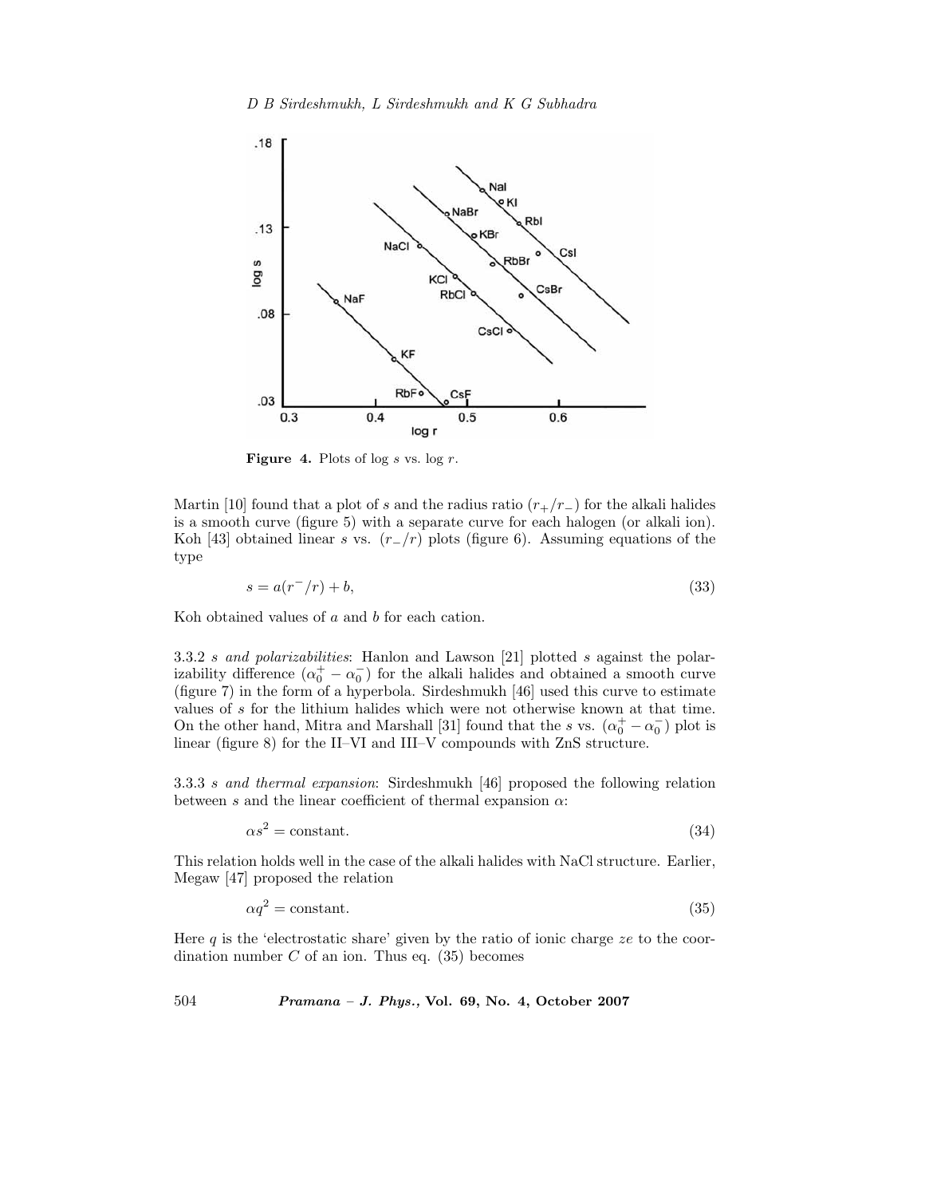**Figure 4.** Plots of log $s$ vs. log $r$.

Martin [10] found that a plot of $s$ and the radius ratio $(r_+/r_-)$ for the alkali halides is a smooth curve (figure 5) with a separate curve for each halogen (or alkali ion). Koh [43] obtained linear $s$ vs. $(r_-/r)$ plots (figure 6). Assuming equations of the type

$$s = a(r^-/r) + b, \tag{33}$$

Koh obtained values of $a$ and $b$ for each cation.

3.3.2 *s and polarizabilities*: Hanlon and Lawson [21] plotted $s$ against the polarizability difference $(\alpha_0^+ - \alpha_0^-)$ for the alkali halides and obtained a smooth curve (figure 7) in the form of a hyperbola. Sirdeshmukh [46] used this curve to estimate values of $s$ for the lithium halides which were not otherwise known at that time. On the other hand, Mitra and Marshall [31] found that the $s$ vs. $(\alpha_0^+ - \alpha_0^-)$ plot is linear (figure 8) for the II–VI and III–V compounds with ZnS structure.

3.3.3 *s and thermal expansion*: Sirdeshmukh [46] proposed the following relation between $s$ and the linear coefficient of thermal expansion $\alpha$:

$$\alpha s^2 = \text{constant}. \tag{34}$$

This relation holds well in the case of the alkali halides with NaCl structure. Earlier, Megaw [47] proposed the relation

$$\alpha q^2 = \text{constant}. \tag{35}$$

Here $q$ is the 'electrostatic share' given by the ratio of ionic charge $ze$ to the coordination number $C$ of an ion. Thus eq. (35) becomes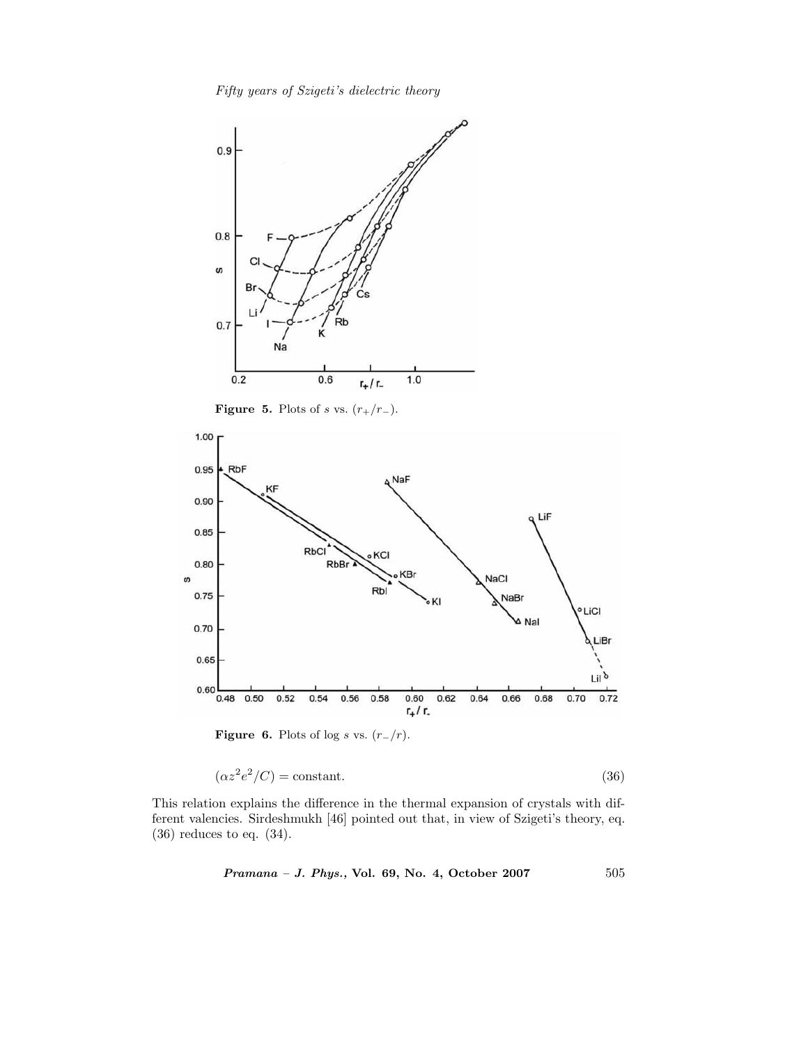**Figure 5.** Plots of $s$ vs. $(r_+/r_-)$.

**Figure 6.** Plots of log $s$ vs. $(r_-/r)$.

$$(\alpha z^2 e^2/C) = \text{constant}. \tag{36}$$

This relation explains the difference in the thermal expansion of crystals with different valencies. Sirdeshmukh [46] pointed out that, in view of Szigeti's theory, eq. (36) reduces to eq. (34).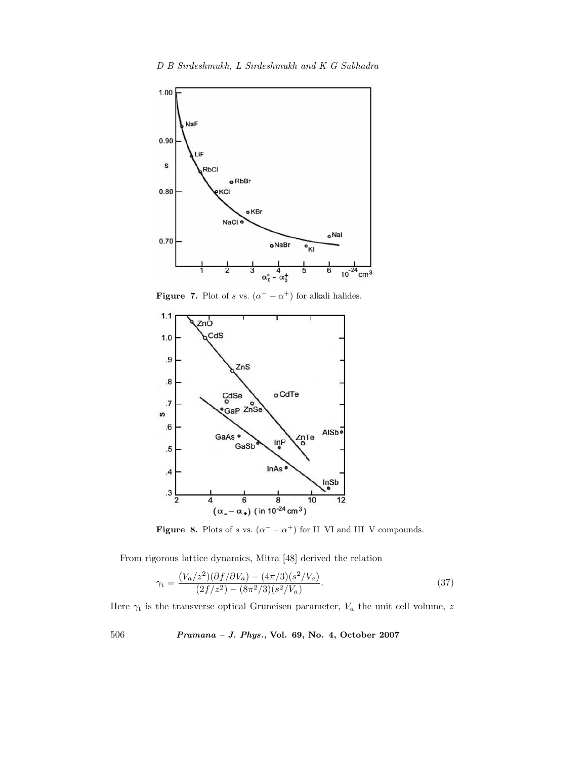**Figure 7.** Plot of $s$ vs. $(\alpha^{-} - \alpha^{+})$ for alkali halides.

**Figure 8.** Plots of $s$ vs. $(\alpha^{-} - \alpha^{+})$ for II–VI and III–V compounds.

From rigorous lattice dynamics, Mitra [48] derived the relation

$$\gamma_{\mathrm{t}} = \frac{(V_a/z^2)(\partial f/\partial V_a) - (4\pi/3)(s^2/V_a)}{(2f/z^2) - (8\pi^2/3)(s^2/V_a)}. \tag{37}$$

Here $\gamma_{\mathrm{t}}$ is the transverse optical Gruneisen parameter, $V_a$ the unit cell volume, $z$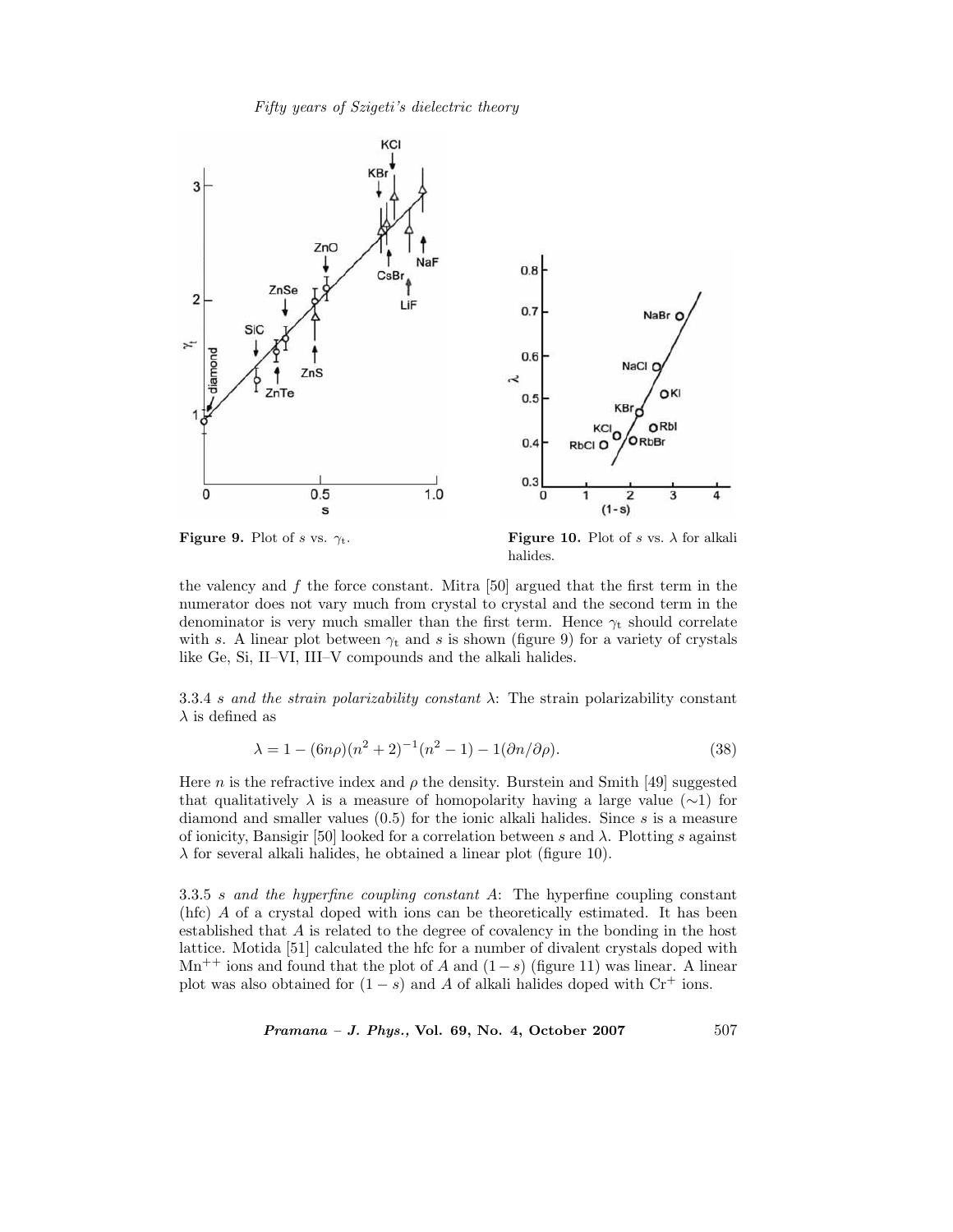**Figure 9.** Plot of $s$ vs. $\gamma_t$.

**Figure 10.** Plot of $s$ vs. $\lambda$ for alkali halides.

the valency and $f$ the force constant. Mitra [50] argued that the first term in the numerator does not vary much from crystal to crystal and the second term in the denominator is very much smaller than the first term. Hence $\gamma_t$ should correlate with $s$. A linear plot between $\gamma_t$ and $s$ is shown (figure 9) for a variety of crystals like Ge, Si, II–VI, III–V compounds and the alkali halides.

3.3.4 *s and the strain polarizability constant* $\lambda$: The strain polarizability constant $\lambda$ is defined as

$$\lambda = 1 - (6n\rho)(n^2 + 2)^{-1}(n^2 - 1) - 1(\partial n/\partial \rho). \tag{38}$$

Here $n$ is the refractive index and $\rho$ the density. Burstein and Smith [49] suggested that qualitatively $\lambda$ is a measure of homopolarity having a large value ($\sim$1) for diamond and smaller values (0.5) for the ionic alkali halides. Since $s$ is a measure of ionicity, Bansigir [50] looked for a correlation between $s$ and $\lambda$. Plotting $s$ against $\lambda$ for several alkali halides, he obtained a linear plot (figure 10).

3.3.5 *s and the hyperfine coupling constant A*: The hyperfine coupling constant (hfc) $A$ of a crystal doped with ions can be theoretically estimated. It has been established that $A$ is related to the degree of covalency in the bonding in the host lattice. Motida [51] calculated the hfc for a number of divalent crystals doped with $Mn^{++}$ ions and found that the plot of $A$ and $(1 - s)$ (figure 11) was linear. A linear plot was also obtained for $(1 - s)$ and $A$ of alkali halides doped with $Cr^{+}$ ions.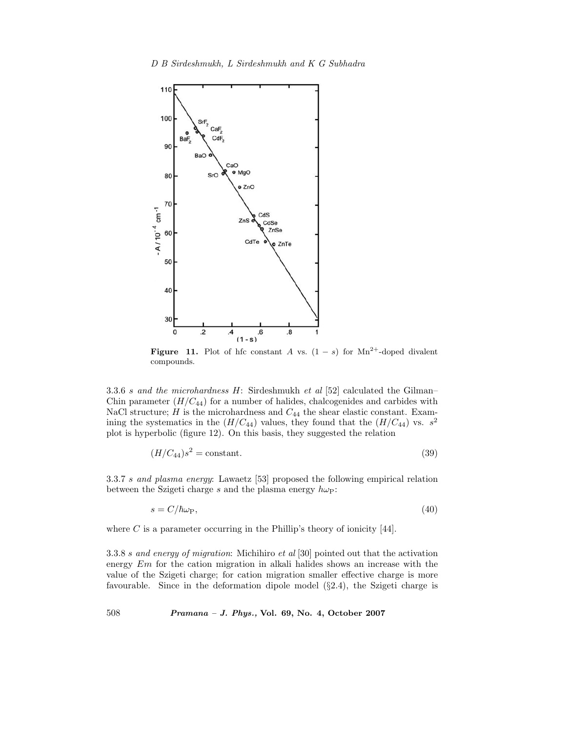**Figure 11.** Plot of hfc constant $A$ vs. $(1-s)$ for $Mn^{2+}$-doped divalent compounds.

3.3.6 *s and the microhardness H*: Sirdeshmukh *et al* [52] calculated the Gilman–Chin parameter $(H/C_{44})$ for a number of halides, chalcogenides and carbides with NaCl structure; $H$ is the microhardness and $C_{44}$ the shear elastic constant. Examining the systematics in the $(H/C_{44})$ values, they found that the $(H/C_{44})$ vs. $s^2$ plot is hyperbolic (figure 12). On this basis, they suggested the relation

$$(H/C_{44})s^2 = \text{constant}. \tag{39}$$

3.3.7 *s and plasma energy*: Lawaetz [53] proposed the following empirical relation between the Szigeti charge $s$ and the plasma energy $\hbar\omega_{\mathrm{P}}$:

$$s = C/\hbar\omega_{\mathrm{P}}, \tag{40}$$

where $C$ is a parameter occurring in the Phillip's theory of ionicity [44].

3.3.8 *s and energy of migration*: Michihiro *et al* [30] pointed out that the activation energy $Em$ for the cation migration in alkali halides shows an increase with the value of the Szigeti charge; for cation migration smaller effective charge is more favourable. Since in the deformation dipole model (§2.4), the Szigeti charge is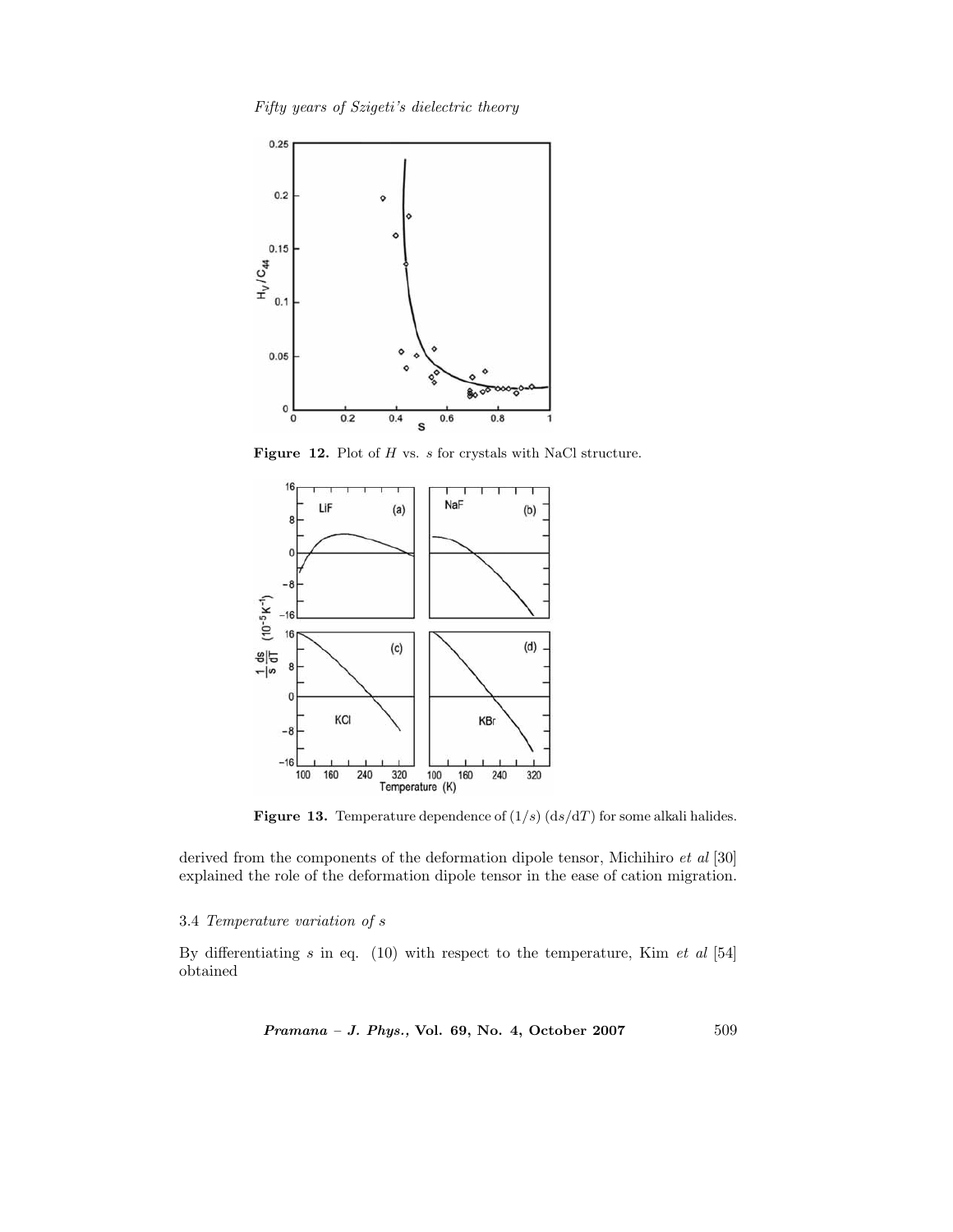**Figure 12.** Plot of $H$ vs. $s$ for crystals with NaCl structure.

**Figure 13.** Temperature dependence of $(1/s)\,(\mathrm{d}s/\mathrm{d}T)$ for some alkali halides.

derived from the components of the deformation dipole tensor, Michihiro *et al* [30] explained the role of the deformation dipole tensor in the ease of cation migration.

### 3.4 *Temperature variation of s*

By differentiating $s$ in eq. (10) with respect to the temperature, Kim *et al* [54] obtained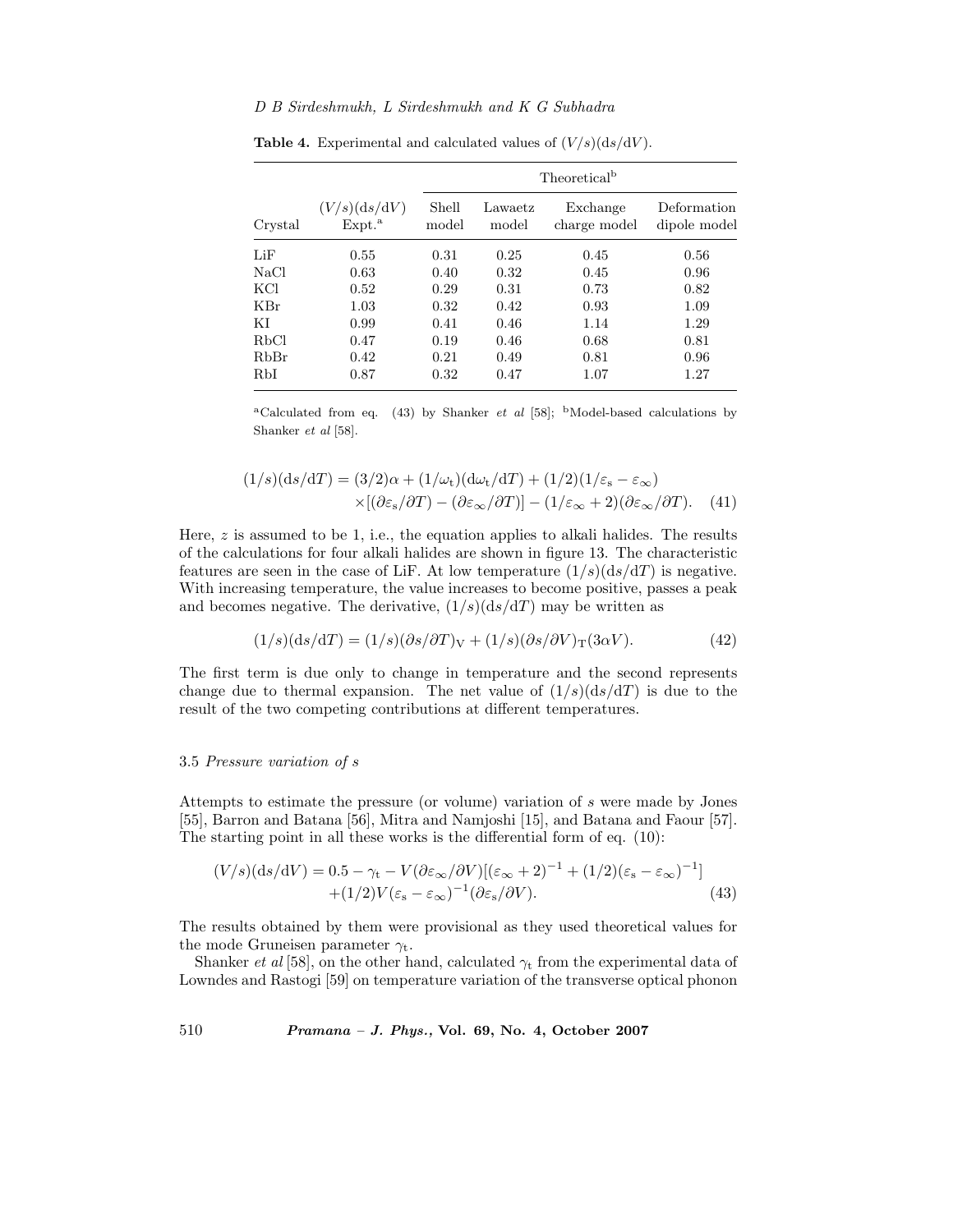**Table 4.** Experimental and calculated values of $(V/s)(\mathrm{d}s/\mathrm{d}V)$.

| Crystal | $(V/s)(\mathrm{d}s/\mathrm{d}V)$ Expt.[a] | Theoretical[b] Shell model | Lawaetz model | Exchange charge model | Deformation dipole model |
|---|---|---|---|---|---|
| LiF | 0.55 | 0.31 | 0.25 | 0.45 | 0.56 |
| NaCl | 0.63 | 0.40 | 0.32 | 0.45 | 0.96 |
| KCl | 0.52 | 0.29 | 0.31 | 0.73 | 0.82 |
| KBr | 1.03 | 0.32 | 0.42 | 0.93 | 1.09 |
| KI | 0.99 | 0.41 | 0.46 | 1.14 | 1.29 |
| RbCl | 0.47 | 0.19 | 0.46 | 0.68 | 0.81 |
| RbBr | 0.42 | 0.21 | 0.49 | 0.81 | 0.96 |
| RbI | 0.87 | 0.32 | 0.47 | 1.07 | 1.27 |

[a]Calculated from eq. (43) by Shanker *et al* [58]; [b]Model-based calculations by Shanker *et al* [58].

$$(1/s)(\mathrm{d}s/\mathrm{d}T) = (3/2)\alpha + (1/\omega_\mathrm{t})(\mathrm{d}\omega_\mathrm{t}/\mathrm{d}T) + (1/2)(1/\varepsilon_\mathrm{s} - \varepsilon_\infty) \times[(\partial\varepsilon_\mathrm{s}/\partial T) - (\partial\varepsilon_\infty/\partial T)] - (1/\varepsilon_\infty + 2)(\partial\varepsilon_\infty/\partial T). \quad (41)$$

Here, $z$ is assumed to be 1, i.e., the equation applies to alkali halides. The results of the calculations for four alkali halides are shown in figure 13. The characteristic features are seen in the case of LiF. At low temperature $(1/s)(\mathrm{d}s/\mathrm{d}T)$ is negative. With increasing temperature, the value increases to become positive, passes a peak and becomes negative. The derivative, $(1/s)(\mathrm{d}s/\mathrm{d}T)$ may be written as

$$(1/s)(\mathrm{d}s/\mathrm{d}T) = (1/s)(\partial s/\partial T)_\mathrm{V} + (1/s)(\partial s/\partial V)_\mathrm{T}(3\alpha V). \quad (42)$$

The first term is due only to change in temperature and the second represents change due to thermal expansion. The net value of $(1/s)(\mathrm{d}s/\mathrm{d}T)$ is due to the result of the two competing contributions at different temperatures.

### 3.5 *Pressure variation of s*

Attempts to estimate the pressure (or volume) variation of $s$ were made by Jones [55], Barron and Batana [56], Mitra and Namjoshi [15], and Batana and Faour [57]. The starting point in all these works is the differential form of eq. (10):

$$(V/s)(\mathrm{d}s/\mathrm{d}V) = 0.5 - \gamma_\mathrm{t} - V(\partial\varepsilon_\infty/\partial V)[(\varepsilon_\infty + 2)^{-1} + (1/2)(\varepsilon_\mathrm{s} - \varepsilon_\infty)^{-1}] + (1/2)V(\varepsilon_\mathrm{s} - \varepsilon_\infty)^{-1}(\partial\varepsilon_\mathrm{s}/\partial V). \quad (43)$$

The results obtained by them were provisional as they used theoretical values for the mode Gruneisen parameter $\gamma_\mathrm{t}$.

Shanker *et al* [58], on the other hand, calculated $\gamma_\mathrm{t}$ from the experimental data of Lowndes and Rastogi [59] on temperature variation of the transverse optical phonon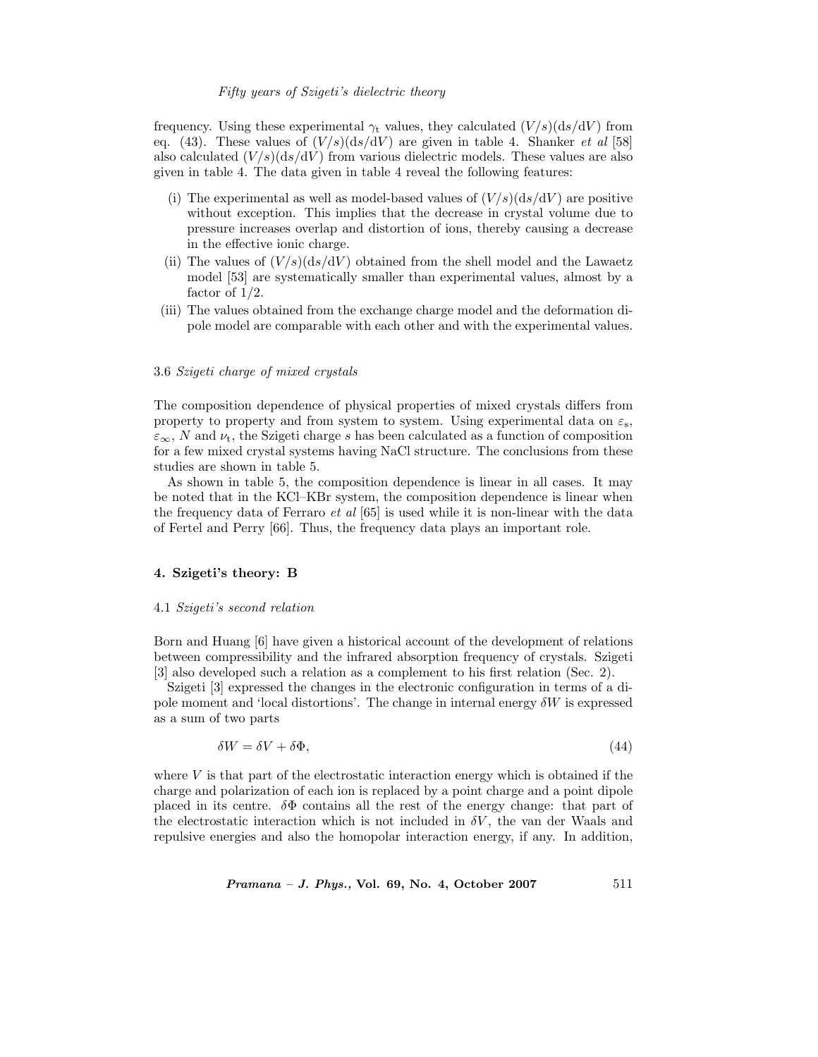frequency. Using these experimental $\gamma_t$ values, they calculated $(V/s)(\mathrm{d}s/\mathrm{d}V)$ from eq. (43). These values of $(V/s)(\mathrm{d}s/\mathrm{d}V)$ are given in table 4. Shanker *et al* [58] also calculated $(V/s)(\mathrm{d}s/\mathrm{d}V)$ from various dielectric models. These values are also given in table 4. The data given in table 4 reveal the following features:

(i) The experimental as well as model-based values of $(V/s)(\mathrm{d}s/\mathrm{d}V)$ are positive without exception. This implies that the decrease in crystal volume due to pressure increases overlap and distortion of ions, thereby causing a decrease in the effective ionic charge.

(ii) The values of $(V/s)(\mathrm{d}s/\mathrm{d}V)$ obtained from the shell model and the Lawaetz model [53] are systematically smaller than experimental values, almost by a factor of 1/2.

(iii) The values obtained from the exchange charge model and the deformation dipole model are comparable with each other and with the experimental values.

### 3.6 *Szigeti charge of mixed crystals*

The composition dependence of physical properties of mixed crystals differs from property to property and from system to system. Using experimental data on $\varepsilon_s$, $\varepsilon_\infty$, $N$ and $\nu_t$, the Szigeti charge $s$ has been calculated as a function of composition for a few mixed crystal systems having NaCl structure. The conclusions from these studies are shown in table 5.

As shown in table 5, the composition dependence is linear in all cases. It may be noted that in the KCl–KBr system, the composition dependence is linear when the frequency data of Ferraro *et al* [65] is used while it is non-linear with the data of Fertel and Perry [66]. Thus, the frequency data plays an important role.

## 4. Szigeti's theory: B

### 4.1 *Szigeti's second relation*

Born and Huang [6] have given a historical account of the development of relations between compressibility and the infrared absorption frequency of crystals. Szigeti [3] also developed such a relation as a complement to his first relation (Sec. 2).

Szigeti [3] expressed the changes in the electronic configuration in terms of a dipole moment and 'local distortions'. The change in internal energy $\delta W$ is expressed as a sum of two parts

$$\delta W = \delta V + \delta \Phi, \tag{44}$$

where $V$ is that part of the electrostatic interaction energy which is obtained if the charge and polarization of each ion is replaced by a point charge and a point dipole placed in its centre. $\delta\Phi$ contains all the rest of the energy change: that part of the electrostatic interaction which is not included in $\delta V$, the van der Waals and repulsive energies and also the homopolar interaction energy, if any. In addition,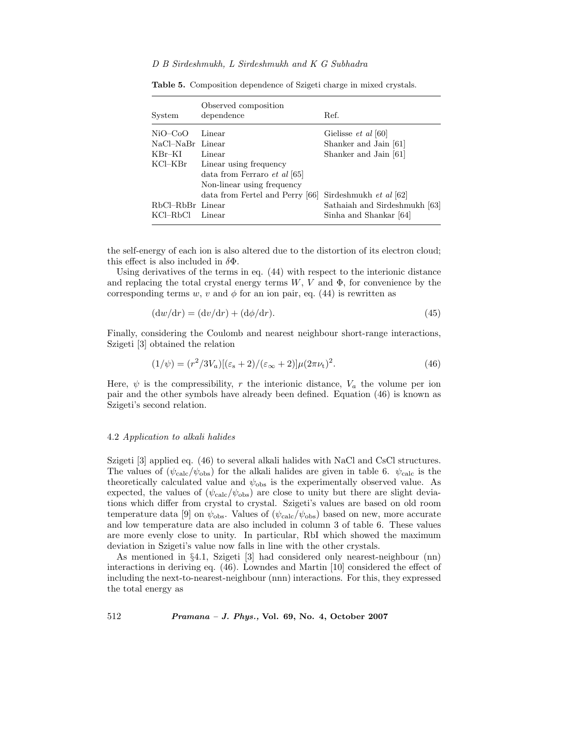**Table 5.** Composition dependence of Szigeti charge in mixed crystals.

| System | Observed composition dependence | Ref. |
|---|---|---|
| NiO–CoO | Linear | Gielisse *et al* [60] |
| NaCl–NaBr | Linear | Shanker and Jain [61] |
| KBr–KI | Linear | Shanker and Jain [61] |
| KCl–KBr | Linear using frequency data from Ferraro *et al* [65] Non-linear using frequency data from Fertel and Perry [66] | Sirdeshmukh *et al* [62] |
| RbCl–RbBr | Linear | Sathaiah and Sirdeshmukh [63] |
| KCl–RbCl | Linear | Sinha and Shankar [64] |

the self-energy of each ion is also altered due to the distortion of its electron cloud; this effect is also included in $\delta\Phi$.

Using derivatives of the terms in eq. (44) with respect to the interionic distance and replacing the total crystal energy terms $W$, $V$ and $\Phi$, for convenience by the corresponding terms $w$, $v$ and $\phi$ for an ion pair, eq. (44) is rewritten as

$$(\mathrm{d}w/\mathrm{d}r) = (\mathrm{d}v/\mathrm{d}r) + (\mathrm{d}\phi/\mathrm{d}r). \tag{45}$$

Finally, considering the Coulomb and nearest neighbour short-range interactions, Szigeti [3] obtained the relation

$$(1/\psi) = (r^2/3V_a)[(\varepsilon_s + 2)/(\varepsilon_\infty + 2)]\mu(2\pi\nu_t)^2. \tag{46}$$

Here, $\psi$ is the compressibility, $r$ the interionic distance, $V_a$ the volume per ion pair and the other symbols have already been defined. Equation (46) is known as Szigeti's second relation.

### 4.2 *Application to alkali halides*

Szigeti [3] applied eq. (46) to several alkali halides with NaCl and CsCl structures. The values of $(\psi_{\text{calc}}/\psi_{\text{obs}})$ for the alkali halides are given in table 6. $\psi_{\text{calc}}$ is the theoretically calculated value and $\psi_{\text{obs}}$ is the experimentally observed value. As expected, the values of $(\psi_{\text{calc}}/\psi_{\text{obs}})$ are close to unity but there are slight deviations which differ from crystal to crystal. Szigeti's values are based on old room temperature data [9] on $\psi_{\text{obs}}$. Values of $(\psi_{\text{calc}}/\psi_{\text{obs}})$ based on new, more accurate and low temperature data are also included in column 3 of table 6. These values are more evenly close to unity. In particular, RbI which showed the maximum deviation in Szigeti's value now falls in line with the other crystals.

As mentioned in §4.1, Szigeti [3] had considered only nearest-neighbour (nn) interactions in deriving eq. (46). Lowndes and Martin [10] considered the effect of including the next-to-nearest-neighbour (nnn) interactions. For this, they expressed the total energy as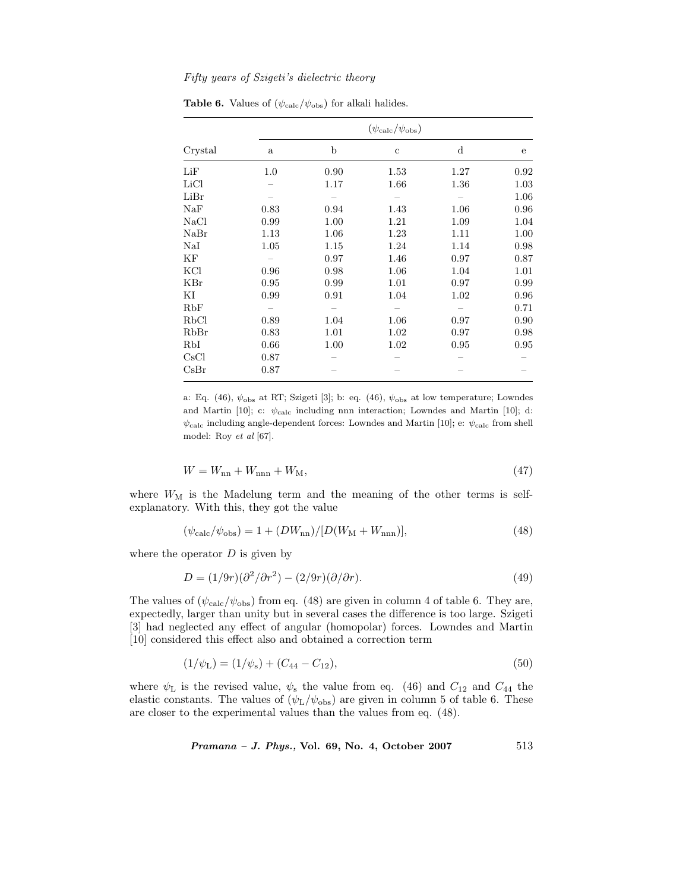**Table 6.** Values of $(\psi_{\rm calc}/\psi_{\rm obs})$ for alkali halides.

| Crystal | $(\psi_{\rm calc}/\psi_{\rm obs})$ | | | | |
|---|---|---|---|---|---|
| | a | b | c | d | e |
| LiF | 1.0 | 0.90 | 1.53 | 1.27 | 0.92 |
| LiCl | – | 1.17 | 1.66 | 1.36 | 1.03 |
| LiBr | – | – | – | – | 1.06 |
| NaF | 0.83 | 0.94 | 1.43 | 1.06 | 0.96 |
| NaCl | 0.99 | 1.00 | 1.21 | 1.09 | 1.04 |
| NaBr | 1.13 | 1.06 | 1.23 | 1.11 | 1.00 |
| NaI | 1.05 | 1.15 | 1.24 | 1.14 | 0.98 |
| KF | – | 0.97 | 1.46 | 0.97 | 0.87 |
| KCl | 0.96 | 0.98 | 1.06 | 1.04 | 1.01 |
| KBr | 0.95 | 0.99 | 1.01 | 0.97 | 0.99 |
| KI | 0.99 | 0.91 | 1.04 | 1.02 | 0.96 |
| RbF | – | – | – | – | 0.71 |
| RbCl | 0.89 | 1.04 | 1.06 | 0.97 | 0.90 |
| RbBr | 0.83 | 1.01 | 1.02 | 0.97 | 0.98 |
| RbI | 0.66 | 1.00 | 1.02 | 0.95 | 0.95 |
| CsCl | 0.87 | – | – | – | – |
| CsBr | 0.87 | – | – | – | – |

a: Eq. (46), $\psi_{\rm obs}$ at RT; Szigeti [3]; b: eq. (46), $\psi_{\rm obs}$ at low temperature; Lowndes and Martin [10]; c: $\psi_{\rm calc}$ including nnn interaction; Lowndes and Martin [10]; d: $\psi_{\rm calc}$ including angle-dependent forces: Lowndes and Martin [10]; e: $\psi_{\rm calc}$ from shell model: Roy *et al* [67].

$$W = W_{\rm nn} + W_{\rm nnn} + W_{\rm M}, \tag{47}$$

where $W_{\rm M}$ is the Madelung term and the meaning of the other terms is self-explanatory. With this, they got the value

$$(\psi_{\rm calc}/\psi_{\rm obs}) = 1 + (DW_{\rm nn})/[D(W_{\rm M} + W_{\rm nnn})], \tag{48}$$

where the operator $D$ is given by

$$D = (1/9r)(\partial^2/\partial r^2) - (2/9r)(\partial/\partial r). \tag{49}$$

The values of $(\psi_{\rm calc}/\psi_{\rm obs})$ from eq. (48) are given in column 4 of table 6. They are, expectedly, larger than unity but in several cases the difference is too large. Szigeti [3] had neglected any effect of angular (homopolar) forces. Lowndes and Martin [10] considered this effect also and obtained a correction term

$$(1/\psi_{\rm L}) = (1/\psi_{\rm s}) + (C_{44} - C_{12}), \tag{50}$$

where $\psi_{\rm L}$ is the revised value, $\psi_{\rm s}$ the value from eq. (46) and $C_{12}$ and $C_{44}$ the elastic constants. The values of $(\psi_{\rm L}/\psi_{\rm obs})$ are given in column 5 of table 6. These are closer to the experimental values than the values from eq. (48).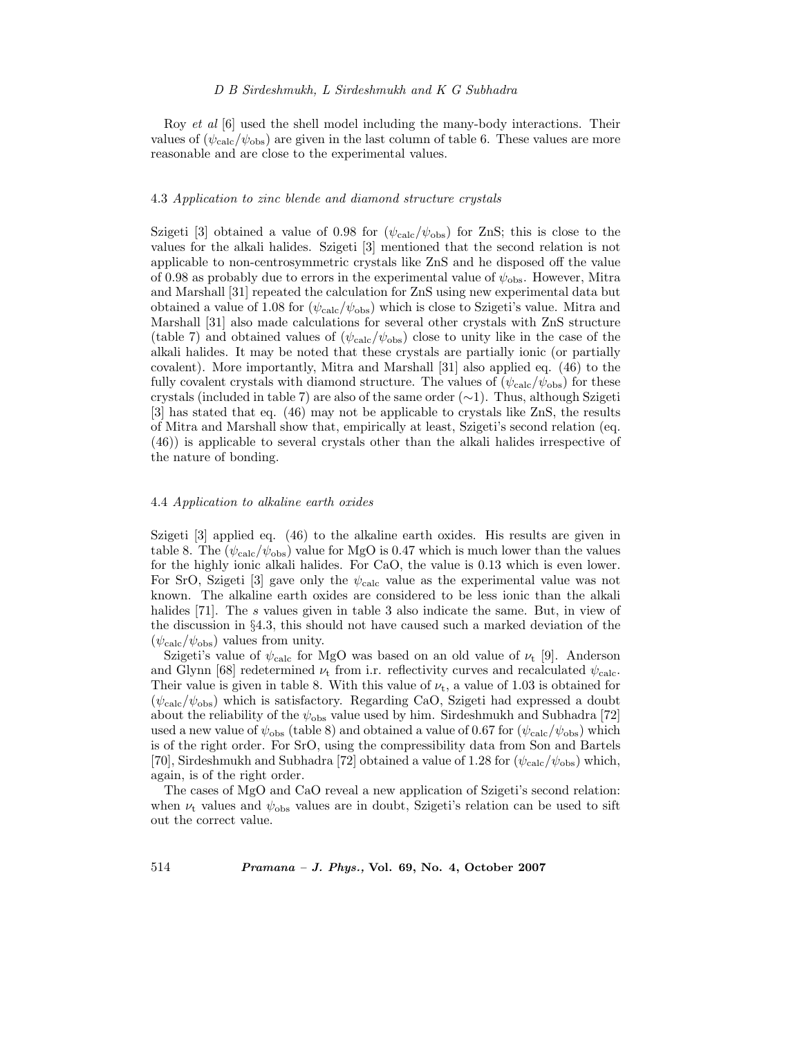Roy *et al* [6] used the shell model including the many-body interactions. Their values of $(\psi_{\text{calc}}/\psi_{\text{obs}})$ are given in the last column of table 6. These values are more reasonable and are close to the experimental values.

### 4.3 *Application to zinc blende and diamond structure crystals*

Szigeti [3] obtained a value of 0.98 for $(\psi_{\text{calc}}/\psi_{\text{obs}})$ for ZnS; this is close to the values for the alkali halides. Szigeti [3] mentioned that the second relation is not applicable to non-centrosymmetric crystals like ZnS and he disposed off the value of 0.98 as probably due to errors in the experimental value of $\psi_{\text{obs}}$. However, Mitra and Marshall [31] repeated the calculation for ZnS using new experimental data but obtained a value of 1.08 for $(\psi_{\text{calc}}/\psi_{\text{obs}})$ which is close to Szigeti's value. Mitra and Marshall [31] also made calculations for several other crystals with ZnS structure (table 7) and obtained values of $(\psi_{\text{calc}}/\psi_{\text{obs}})$ close to unity like in the case of the alkali halides. It may be noted that these crystals are partially ionic (or partially covalent). More importantly, Mitra and Marshall [31] also applied eq. (46) to the fully covalent crystals with diamond structure. The values of $(\psi_{\text{calc}}/\psi_{\text{obs}})$ for these crystals (included in table 7) are also of the same order ($\sim$1). Thus, although Szigeti [3] has stated that eq. (46) may not be applicable to crystals like ZnS, the results of Mitra and Marshall show that, empirically at least, Szigeti's second relation (eq. (46)) is applicable to several crystals other than the alkali halides irrespective of the nature of bonding.

### 4.4 *Application to alkaline earth oxides*

Szigeti [3] applied eq. (46) to the alkaline earth oxides. His results are given in table 8. The $(\psi_{\text{calc}}/\psi_{\text{obs}})$ value for MgO is 0.47 which is much lower than the values for the highly ionic alkali halides. For CaO, the value is 0.13 which is even lower. For SrO, Szigeti [3] gave only the $\psi_{\text{calc}}$ value as the experimental value was not known. The alkaline earth oxides are considered to be less ionic than the alkali halides [71]. The $s$ values given in table 3 also indicate the same. But, in view of the discussion in §4.3, this should not have caused such a marked deviation of the $(\psi_{\text{calc}}/\psi_{\text{obs}})$ values from unity.

Szigeti's value of $\psi_{\text{calc}}$ for MgO was based on an old value of $\nu_{\text{t}}$ [9]. Anderson and Glynn [68] redetermined $\nu_{\text{t}}$ from i.r. reflectivity curves and recalculated $\psi_{\text{calc}}$. Their value is given in table 8. With this value of $\nu_{\text{t}}$, a value of 1.03 is obtained for $(\psi_{\text{calc}}/\psi_{\text{obs}})$ which is satisfactory. Regarding CaO, Szigeti had expressed a doubt about the reliability of the $\psi_{\text{obs}}$ value used by him. Sirdeshmukh and Subhadra [72] used a new value of $\psi_{\text{obs}}$ (table 8) and obtained a value of 0.67 for $(\psi_{\text{calc}}/\psi_{\text{obs}})$ which is of the right order. For SrO, using the compressibility data from Son and Bartels [70], Sirdeshmukh and Subhadra [72] obtained a value of 1.28 for $(\psi_{\text{calc}}/\psi_{\text{obs}})$ which, again, is of the right order.

The cases of MgO and CaO reveal a new application of Szigeti's second relation: when $\nu_{\text{t}}$ values and $\psi_{\text{obs}}$ values are in doubt, Szigeti's relation can be used to sift out the correct value.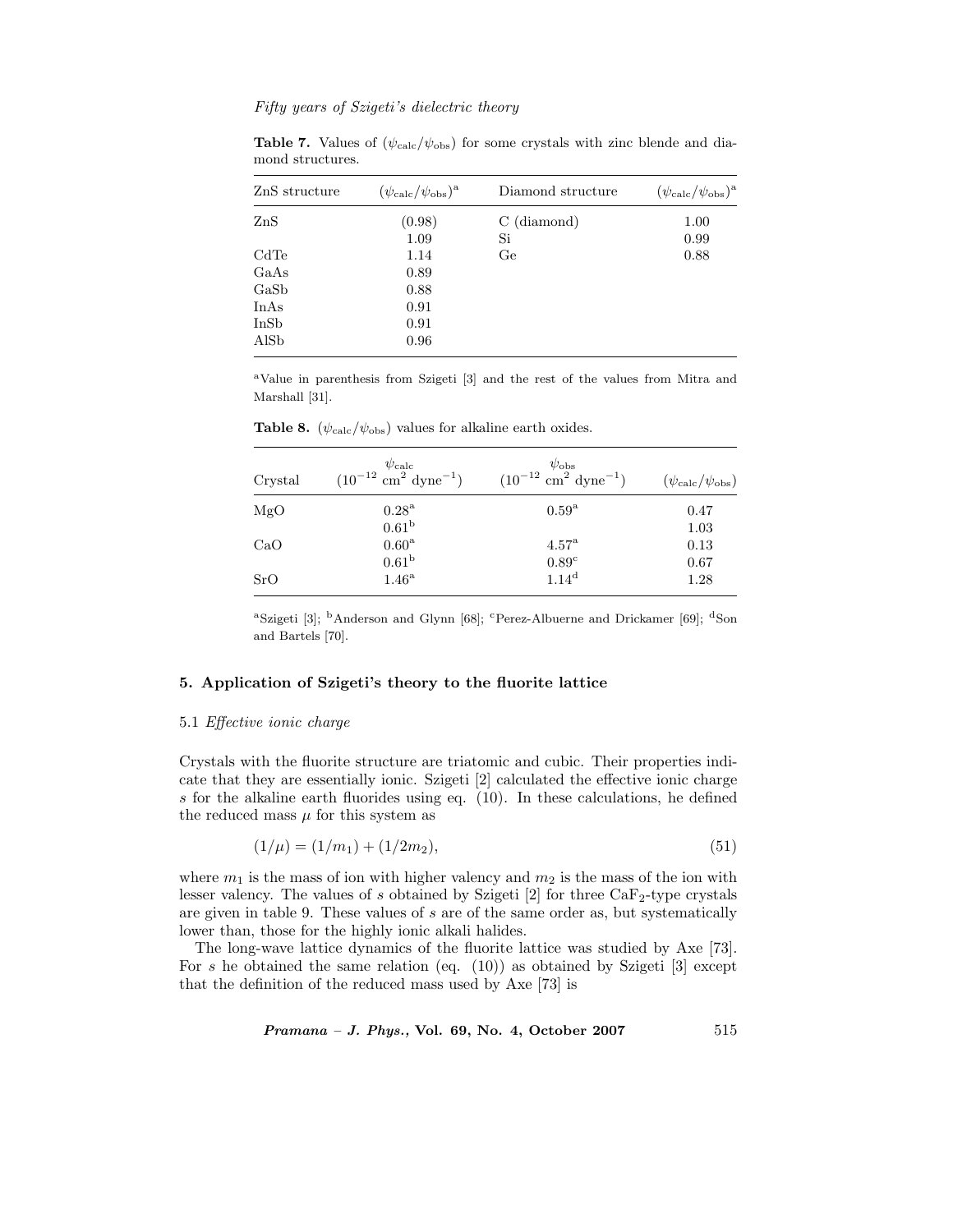**Table 7.** Values of $(\psi_{\rm calc}/\psi_{\rm obs})$ for some crystals with zinc blende and diamond structures.

| ZnS structure | $(\psi_{\rm calc}/\psi_{\rm obs})^{\rm a}$ | Diamond structure | $(\psi_{\rm calc}/\psi_{\rm obs})^{\rm a}$ |
|---|---|---|---|
| ZnS | (0.98) | C (diamond) | 1.00 |
| | 1.09 | Si | 0.99 |
| CdTe | 1.14 | Ge | 0.88 |
| GaAs | 0.89 | | |
| GaSb | 0.88 | | |
| InAs | 0.91 | | |
| InSb | 0.91 | | |
| AlSb | 0.96 | | |

[a] Value in parenthesis from Szigeti [3] and the rest of the values from Mitra and Marshall [31].

**Table 8.** $(\psi_{\rm calc}/\psi_{\rm obs})$ values for alkaline earth oxides.

| Crystal | $\psi_{\rm calc}$ $(10^{-12}$ cm$^2$ dyne$^{-1})$ | $\psi_{\rm obs}$ $(10^{-12}$ cm$^2$ dyne$^{-1})$ | $(\psi_{\rm calc}/\psi_{\rm obs})$ |
|---|---|---|---|
| MgO | 0.28[a] | 0.59[a] | 0.47 |
| | 0.61[b] | | 1.03 |
| CaO | 0.60[a] | 4.57[a] | 0.13 |
| | 0.61[b] | 0.89[c] | 0.67 |
| SrO | 1.46[a] | 1.14[d] | 1.28 |

[a] Szigeti [3]; [b] Anderson and Glynn [68]; [c] Perez-Albuerne and Drickamer [69]; [d] Son and Bartels [70].

## 5. Application of Szigeti's theory to the fluorite lattice

### 5.1 *Effective ionic charge*

Crystals with the fluorite structure are triatomic and cubic. Their properties indicate that they are essentially ionic. Szigeti [2] calculated the effective ionic charge $s$ for the alkaline earth fluorides using eq. (10). In these calculations, he defined the reduced mass $\mu$ for this system as

$$(1/\mu) = (1/m_1) + (1/2m_2), \tag{51}$$

where $m_1$ is the mass of ion with higher valency and $m_2$ is the mass of the ion with lesser valency. The values of $s$ obtained by Szigeti [2] for three $CaF_2$-type crystals are given in table 9. These values of $s$ are of the same order as, but systematically lower than, those for the highly ionic alkali halides.

The long-wave lattice dynamics of the fluorite lattice was studied by Axe [73]. For $s$ he obtained the same relation (eq. (10)) as obtained by Szigeti [3] except that the definition of the reduced mass used by Axe [73] is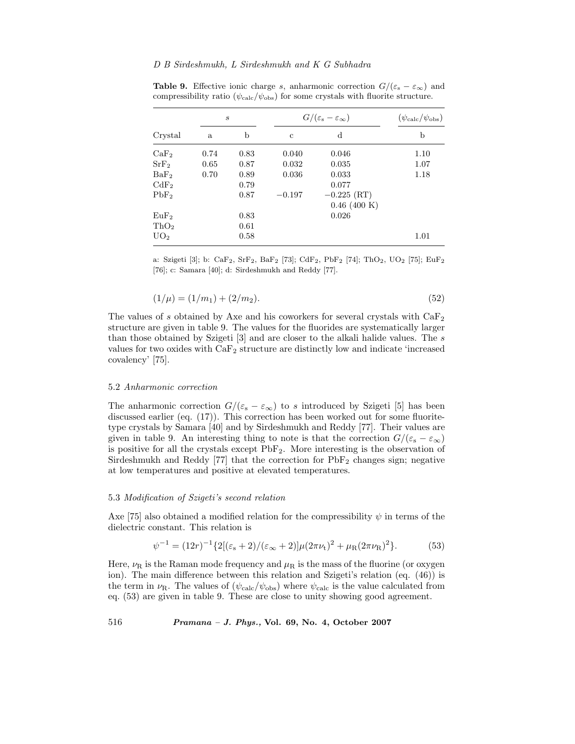**Table 9.** Effective ionic charge $s$, anharmonic correction $G/(\varepsilon_s - \varepsilon_\infty)$ and compressibility ratio $(\psi_{calc}/\psi_{obs})$ for some crystals with fluorite structure.

| | $s$ | | $G/(\varepsilon_s - \varepsilon_\infty)$ | | $(\psi_{calc}/\psi_{obs})$ |
|---|---|---|---|---|---|
| Crystal | a | b | c | d | b |
| $CaF_2$ | 0.74 | 0.83 | 0.040 | 0.046 | 1.10 |
| $SrF_2$ | 0.65 | 0.87 | 0.032 | 0.035 | 1.07 |
| $BaF_2$ | 0.70 | 0.89 | 0.036 | 0.033 | 1.18 |
| $CdF_2$ | | 0.79 | | 0.077 | |
| $PbF_2$ | | 0.87 | −0.197 | −0.225 (RT) | |
| | | | | 0.46 (400 K) | |
| $EuF_2$ | | 0.83 | | 0.026 | |
| $ThO_2$ | | 0.61 | | | |
| $UO_2$ | | 0.58 | | | 1.01 |

a: Szigeti [3]; b: $CaF_2$, $SrF_2$, $BaF_2$ [73]; $CdF_2$, $PbF_2$ [74]; $ThO_2$, $UO_2$ [75]; $EuF_2$ [76]; c: Samara [40]; d: Sirdeshmukh and Reddy [77].

$$(1/\mu) = (1/m_1) + (2/m_2). \tag{52}$$

The values of $s$ obtained by Axe and his coworkers for several crystals with $CaF_2$ structure are given in table 9. The values for the fluorides are systematically larger than those obtained by Szigeti [3] and are closer to the alkali halide values. The $s$ values for two oxides with $CaF_2$ structure are distinctly low and indicate 'increased covalency' [75].

### 5.2 *Anharmonic correction*

The anharmonic correction $G/(\varepsilon_s - \varepsilon_\infty)$ to $s$ introduced by Szigeti [5] has been discussed earlier (eq. (17)). This correction has been worked out for some fluorite-type crystals by Samara [40] and by Sirdeshmukh and Reddy [77]. Their values are given in table 9. An interesting thing to note is that the correction $G/(\varepsilon_s - \varepsilon_\infty)$ is positive for all the crystals except $PbF_2$. More interesting is the observation of Sirdeshmukh and Reddy [77] that the correction for $PbF_2$ changes sign; negative at low temperatures and positive at elevated temperatures.

### 5.3 *Modification of Szigeti's second relation*

Axe [75] also obtained a modified relation for the compressibility $\psi$ in terms of the dielectric constant. This relation is

$$\psi^{-1} = (12r)^{-1}\{2[(\varepsilon_s + 2)/(\varepsilon_\infty + 2)]\mu(2\pi\nu_t)^2 + \mu_R(2\pi\nu_R)^2\}. \tag{53}$$

Here, $\nu_R$ is the Raman mode frequency and $\mu_R$ is the mass of the fluorine (or oxygen ion). The main difference between this relation and Szigeti's relation (eq. (46)) is the term in $\nu_R$. The values of $(\psi_{calc}/\psi_{obs})$ where $\psi_{calc}$ is the value calculated from eq. (53) are given in table 9. These are close to unity showing good agreement.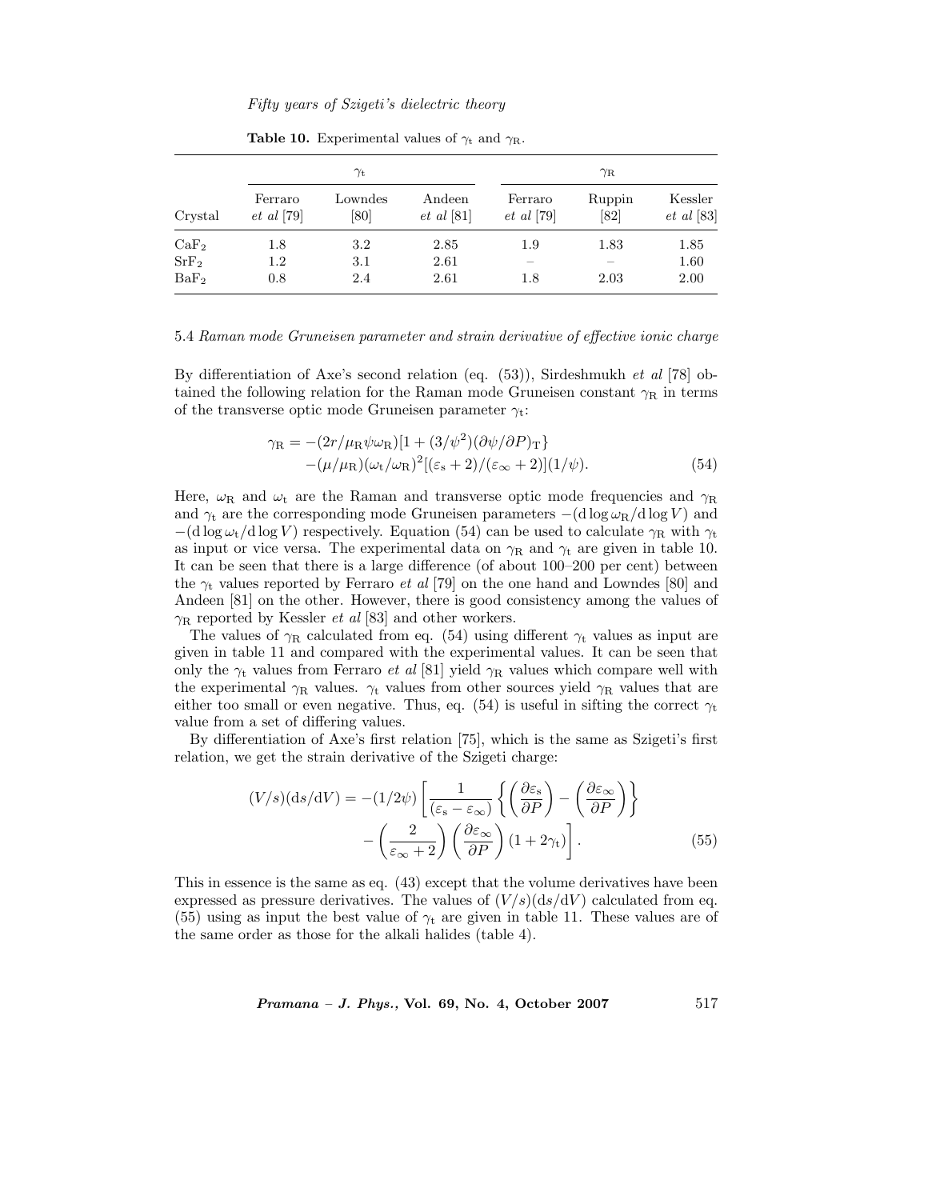**Table 10.** Experimental values of $\gamma_t$ and $\gamma_R$.

| | $\gamma_t$ | | | $\gamma_R$ | | |
|---|---|---|---|---|---|---|
| Crystal | Ferraro *et al* [79] | Lowndes [80] | Andeen *et al* [81] | Ferraro *et al* [79] | Ruppin [82] | Kessler *et al* [83] |
| $CaF_2$ | 1.8 | 3.2 | 2.85 | 1.9 | 1.83 | 1.85 |
| $SrF_2$ | 1.2 | 3.1 | 2.61 | – | – | 1.60 |
| $BaF_2$ | 0.8 | 2.4 | 2.61 | 1.8 | 2.03 | 2.00 |

### 5.4 *Raman mode Gruneisen parameter and strain derivative of effective ionic charge*

By differentiation of Axe's second relation (eq. (53)), Sirdeshmukh *et al* [78] obtained the following relation for the Raman mode Gruneisen constant $\gamma_R$ in terms of the transverse optic mode Gruneisen parameter $\gamma_t$:

$$\gamma_R = -(2r/\mu_R \psi \omega_R)[1 + (3/\psi^2)(\partial\psi/\partial P)_T\} \\ -(\mu/\mu_R)(\omega_t/\omega_R)^2[(\varepsilon_s + 2)/(\varepsilon_\infty + 2)](1/\psi). \tag{54}$$

Here, $\omega_R$ and $\omega_t$ are the Raman and transverse optic mode frequencies and $\gamma_R$ and $\gamma_t$ are the corresponding mode Gruneisen parameters $-(\mathrm{d}\log\omega_R/\mathrm{d}\log V)$ and $-(\mathrm{d}\log\omega_t/\mathrm{d}\log V)$ respectively. Equation (54) can be used to calculate $\gamma_R$ with $\gamma_t$ as input or vice versa. The experimental data on $\gamma_R$ and $\gamma_t$ are given in table 10. It can be seen that there is a large difference (of about 100–200 per cent) between the $\gamma_t$ values reported by Ferraro *et al* [79] on the one hand and Lowndes [80] and Andeen [81] on the other. However, there is good consistency among the values of $\gamma_R$ reported by Kessler *et al* [83] and other workers.

The values of $\gamma_R$ calculated from eq. (54) using different $\gamma_t$ values as input are given in table 11 and compared with the experimental values. It can be seen that only the $\gamma_t$ values from Ferraro *et al* [81] yield $\gamma_R$ values which compare well with the experimental $\gamma_R$ values. $\gamma_t$ values from other sources yield $\gamma_R$ values that are either too small or even negative. Thus, eq. (54) is useful in sifting the correct $\gamma_t$ value from a set of differing values.

By differentiation of Axe's first relation [75], which is the same as Szigeti's first relation, we get the strain derivative of the Szigeti charge:

$$(V/s)(\mathrm{d}s/\mathrm{d}V) = -(1/2\psi)\left[\frac{1}{(\varepsilon_s - \varepsilon_\infty)}\left\{\left(\frac{\partial\varepsilon_s}{\partial P}\right) - \left(\frac{\partial\varepsilon_\infty}{\partial P}\right)\right\} \right. \\ \left. - \left(\frac{2}{\varepsilon_\infty + 2}\right)\left(\frac{\partial\varepsilon_\infty}{\partial P}\right)(1 + 2\gamma_t)\right]. \tag{55}$$

This in essence is the same as eq. (43) except that the volume derivatives have been expressed as pressure derivatives. The values of $(V/s)(\mathrm{d}s/\mathrm{d}V)$ calculated from eq. (55) using as input the best value of $\gamma_t$ are given in table 11. These values are of the same order as those for the alkali halides (table 4).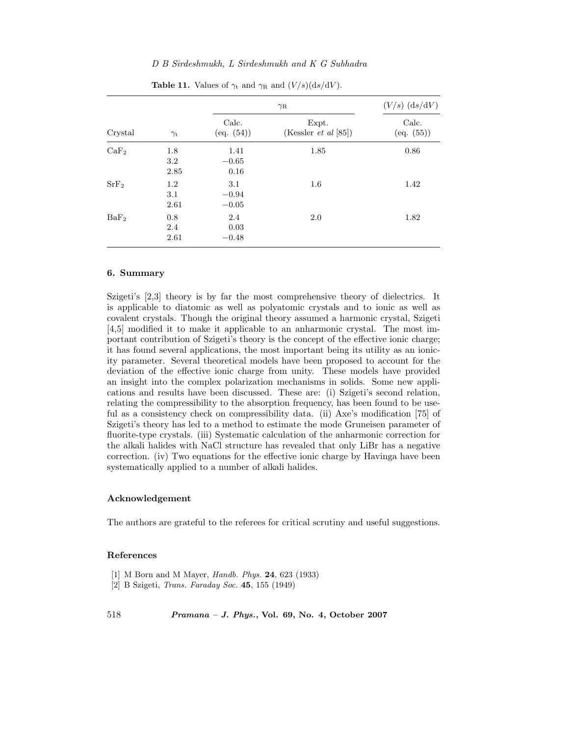**Table 11.** Values of $\gamma_t$ and $\gamma_R$ and $(V/s)(\mathrm{d}s/\mathrm{d}V)$.

| | | $\gamma_R$ | | $(V/s)$ $(\mathrm{d}s/\mathrm{d}V)$ |
|---|---|---|---|---|
| Crystal | $\gamma_t$ | Calc. (eq. (54)) | Expt. (Kessler *et al* [85]) | Calc. (eq. (55)) |
| $CaF_2$ | 1.8 | 1.41 | 1.85 | 0.86 |
| | 3.2 | −0.65 | | |
| | 2.85 | 0.16 | | |
| $SrF_2$ | 1.2 | 3.1 | 1.6 | 1.42 |
| | 3.1 | −0.94 | | |
| | 2.61 | −0.05 | | |
| $BaF_2$ | 0.8 | 2.4 | 2.0 | 1.82 |
| | 2.4 | 0.03 | | |
| | 2.61 | −0.48 | | |

## 6. Summary

Szigeti's [2,3] theory is by far the most comprehensive theory of dielectrics. It is applicable to diatomic as well as polyatomic crystals and to ionic as well as covalent crystals. Though the original theory assumed a harmonic crystal, Szigeti [4,5] modified it to make it applicable to an anharmonic crystal. The most important contribution of Szigeti's theory is the concept of the effective ionic charge; it has found several applications, the most important being its utility as an ionicity parameter. Several theoretical models have been proposed to account for the deviation of the effective ionic charge from unity. These models have provided an insight into the complex polarization mechanisms in solids. Some new applications and results have been discussed. These are: (i) Szigeti's second relation, relating the compressibility to the absorption frequency, has been found to be useful as a consistency check on compressibility data. (ii) Axe's modification [75] of Szigeti's theory has led to a method to estimate the mode Gruneisen parameter of fluorite-type crystals. (iii) Systematic calculation of the anharmonic correction for the alkali halides with NaCl structure has revealed that only LiBr has a negative correction. (iv) Two equations for the effective ionic charge by Havinga have been systematically applied to a number of alkali halides.

## Acknowledgement

The authors are grateful to the referees for critical scrutiny and useful suggestions.

## References

[1] M Born and M Mayer, *Handb. Phys.* **24**, 623 (1933)

[2] B Szigeti, *Trans. Faraday Soc.* **45**, 155 (1949)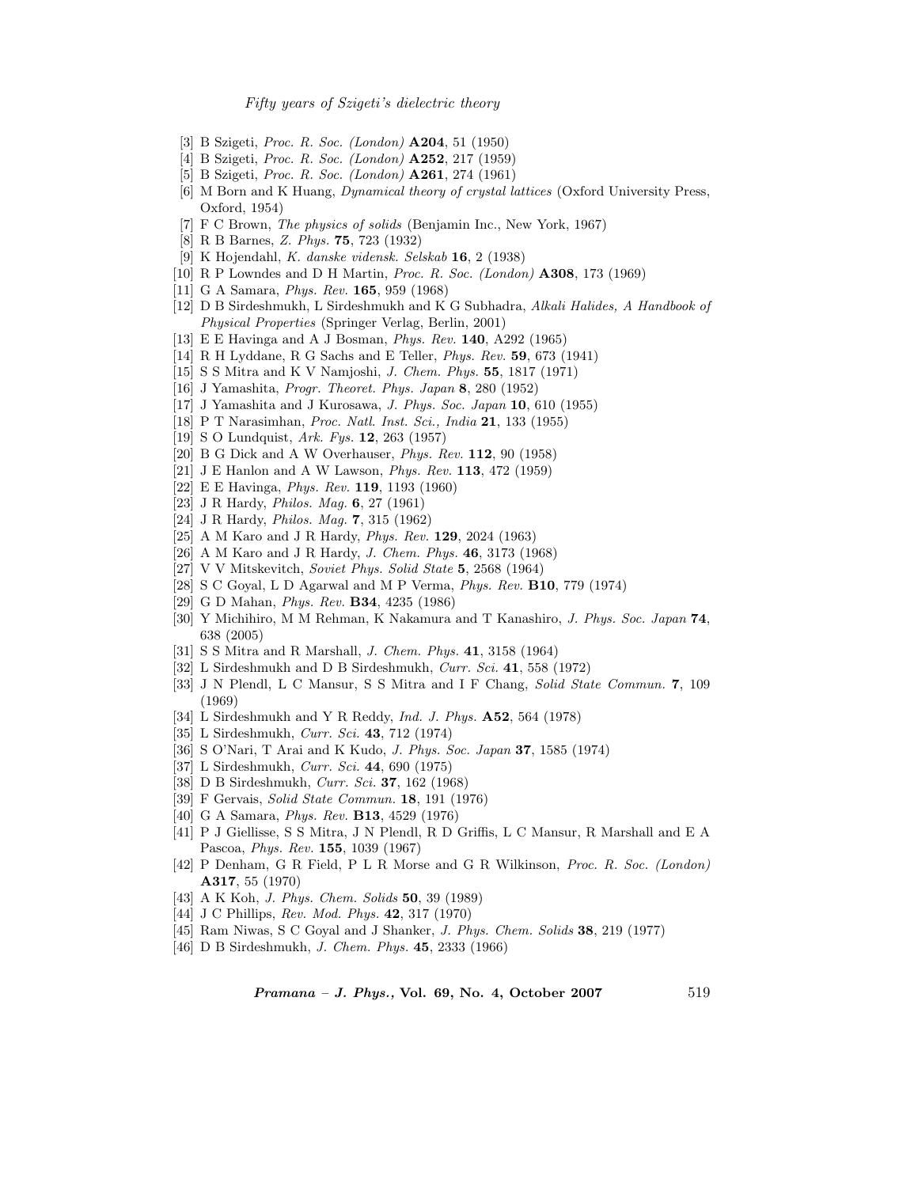[3] B Szigeti, *Proc. R. Soc. (London)* **A204**, 51 (1950)
[4] B Szigeti, *Proc. R. Soc. (London)* **A252**, 217 (1959)
[5] B Szigeti, *Proc. R. Soc. (London)* **A261**, 274 (1961)
[6] M Born and K Huang, *Dynamical theory of crystal lattices* (Oxford University Press, Oxford, 1954)
[7] F C Brown, *The physics of solids* (Benjamin Inc., New York, 1967)
[8] R B Barnes, *Z. Phys.* **75**, 723 (1932)
[9] K Hojendahl, *K. danske vidensk. Selskab* **16**, 2 (1938)
[10] R P Lowndes and D H Martin, *Proc. R. Soc. (London)* **A308**, 173 (1969)
[11] G A Samara, *Phys. Rev.* **165**, 959 (1968)
[12] D B Sirdeshmukh, L Sirdeshmukh and K G Subhadra, *Alkali Halides, A Handbook of Physical Properties* (Springer Verlag, Berlin, 2001)
[13] E E Havinga and A J Bosman, *Phys. Rev.* **140**, A292 (1965)
[14] R H Lyddane, R G Sachs and E Teller, *Phys. Rev.* **59**, 673 (1941)
[15] S S Mitra and K V Namjoshi, *J. Chem. Phys.* **55**, 1817 (1971)
[16] J Yamashita, *Progr. Theoret. Phys. Japan* **8**, 280 (1952)
[17] J Yamashita and J Kurosawa, *J. Phys. Soc. Japan* **10**, 610 (1955)
[18] P T Narasimhan, *Proc. Natl. Inst. Sci., India* **21**, 133 (1955)
[19] S O Lundquist, *Ark. Fys.* **12**, 263 (1957)
[20] B G Dick and A W Overhauser, *Phys. Rev.* **112**, 90 (1958)
[21] J E Hanlon and A W Lawson, *Phys. Rev.* **113**, 472 (1959)
[22] E E Havinga, *Phys. Rev.* **119**, 1193 (1960)
[23] J R Hardy, *Philos. Mag.* **6**, 27 (1961)
[24] J R Hardy, *Philos. Mag.* **7**, 315 (1962)
[25] A M Karo and J R Hardy, *Phys. Rev.* **129**, 2024 (1963)
[26] A M Karo and J R Hardy, *J. Chem. Phys.* **46**, 3173 (1968)
[27] V V Mitskevitch, *Soviet Phys. Solid State* **5**, 2568 (1964)
[28] S C Goyal, L D Agarwal and M P Verma, *Phys. Rev.* **B10**, 779 (1974)
[29] G D Mahan, *Phys. Rev.* **B34**, 4235 (1986)
[30] Y Michihiro, M M Rehman, K Nakamura and T Kanashiro, *J. Phys. Soc. Japan* **74**, 638 (2005)
[31] S S Mitra and R Marshall, *J. Chem. Phys.* **41**, 3158 (1964)
[32] L Sirdeshmukh and D B Sirdeshmukh, *Curr. Sci.* **41**, 558 (1972)
[33] J N Plendl, L C Mansur, S S Mitra and I F Chang, *Solid State Commun.* **7**, 109 (1969)
[34] L Sirdeshmukh and Y R Reddy, *Ind. J. Phys.* **A52**, 564 (1978)
[35] L Sirdeshmukh, *Curr. Sci.* **43**, 712 (1974)
[36] S O'Nari, T Arai and K Kudo, *J. Phys. Soc. Japan* **37**, 1585 (1974)
[37] L Sirdeshmukh, *Curr. Sci.* **44**, 690 (1975)
[38] D B Sirdeshmukh, *Curr. Sci.* **37**, 162 (1968)
[39] F Gervais, *Solid State Commun.* **18**, 191 (1976)
[40] G A Samara, *Phys. Rev.* **B13**, 4529 (1976)
[41] P J Giellisse, S S Mitra, J N Plendl, R D Griffis, L C Mansur, R Marshall and E A Pascoa, *Phys. Rev.* **155**, 1039 (1967)
[42] P Denham, G R Field, P L R Morse and G R Wilkinson, *Proc. R. Soc. (London)* **A317**, 55 (1970)
[43] A K Koh, *J. Phys. Chem. Solids* **50**, 39 (1989)
[44] J C Phillips, *Rev. Mod. Phys.* **42**, 317 (1970)
[45] Ram Niwas, S C Goyal and J Shanker, *J. Phys. Chem. Solids* **38**, 219 (1977)
[46] D B Sirdeshmukh, *J. Chem. Phys.* **45**, 2333 (1966)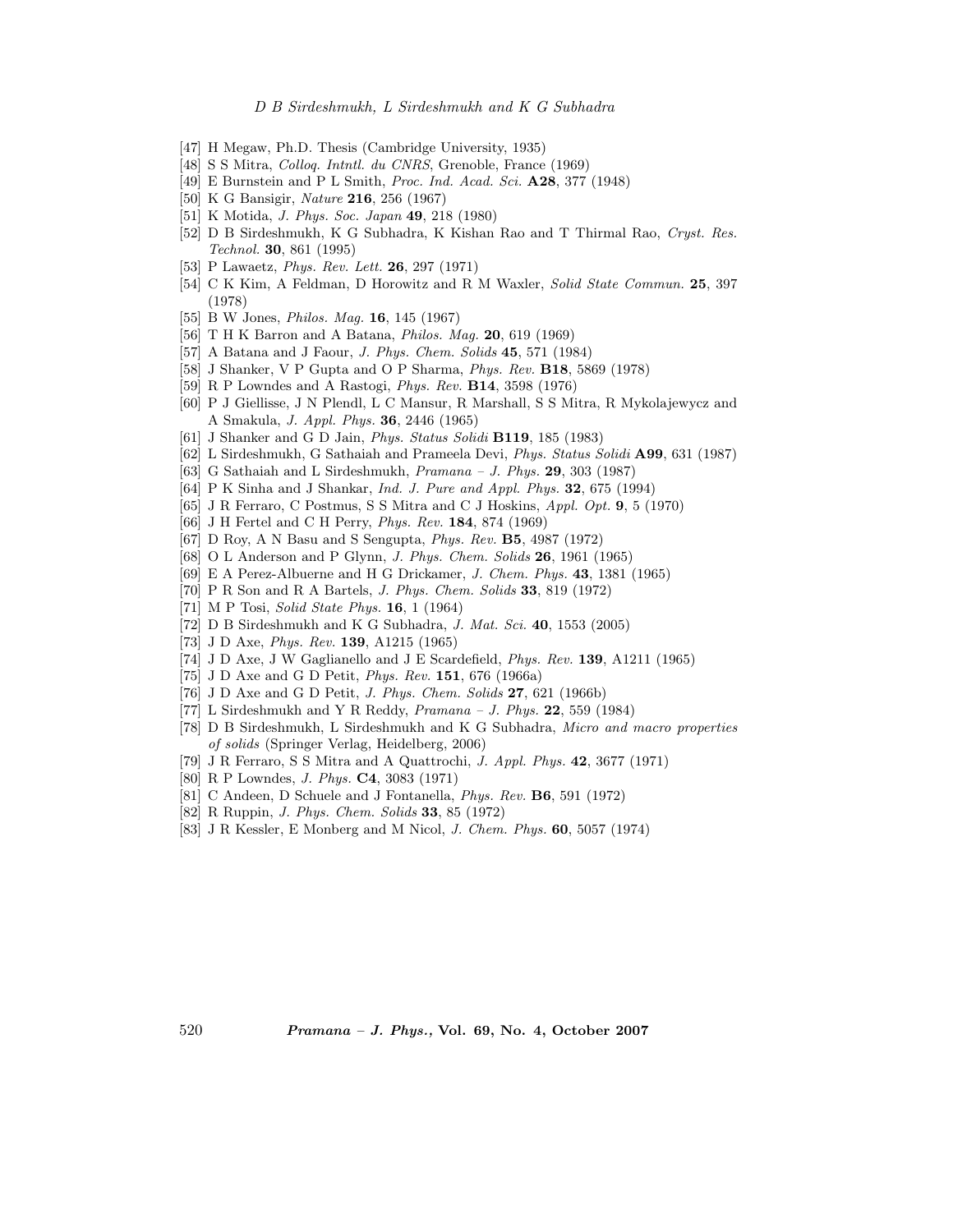[47] H Megaw, Ph.D. Thesis (Cambridge University, 1935)

[48] S S Mitra, *Colloq. Intntl. du CNRS*, Grenoble, France (1969)

[49] E Burnstein and P L Smith, *Proc. Ind. Acad. Sci.* **A28**, 377 (1948)

[50] K G Bansigir, *Nature* **216**, 256 (1967)

[51] K Motida, *J. Phys. Soc. Japan* **49**, 218 (1980)

[52] D B Sirdeshmukh, K G Subhadra, K Kishan Rao and T Thirmal Rao, *Cryst. Res. Technol.* **30**, 861 (1995)

[53] P Lawaetz, *Phys. Rev. Lett.* **26**, 297 (1971)

[54] C K Kim, A Feldman, D Horowitz and R M Waxler, *Solid State Commun.* **25**, 397 (1978)

[55] B W Jones, *Philos. Mag.* **16**, 145 (1967)

[56] T H K Barron and A Batana, *Philos. Mag.* **20**, 619 (1969)

[57] A Batana and J Faour, *J. Phys. Chem. Solids* **45**, 571 (1984)

[58] J Shanker, V P Gupta and O P Sharma, *Phys. Rev.* **B18**, 5869 (1978)

[59] R P Lowndes and A Rastogi, *Phys. Rev.* **B14**, 3598 (1976)

[60] P J Giellisse, J N Plendl, L C Mansur, R Marshall, S S Mitra, R Mykolajewycz and A Smakula, *J. Appl. Phys.* **36**, 2446 (1965)

[61] J Shanker and G D Jain, *Phys. Status Solidi* **B119**, 185 (1983)

[62] L Sirdeshmukh, G Sathaiah and Prameela Devi, *Phys. Status Solidi* **A99**, 631 (1987)

[63] G Sathaiah and L Sirdeshmukh, *Pramana – J. Phys.* **29**, 303 (1987)

[64] P K Sinha and J Shankar, *Ind. J. Pure and Appl. Phys.* **32**, 675 (1994)

[65] J R Ferraro, C Postmus, S S Mitra and C J Hoskins, *Appl. Opt.* **9**, 5 (1970)

[66] J H Fertel and C H Perry, *Phys. Rev.* **184**, 874 (1969)

[67] D Roy, A N Basu and S Sengupta, *Phys. Rev.* **B5**, 4987 (1972)

[68] O L Anderson and P Glynn, *J. Phys. Chem. Solids* **26**, 1961 (1965)

[69] E A Perez-Albuerne and H G Drickamer, *J. Chem. Phys.* **43**, 1381 (1965)

[70] P R Son and R A Bartels, *J. Phys. Chem. Solids* **33**, 819 (1972)

[71] M P Tosi, *Solid State Phys.* **16**, 1 (1964)

[72] D B Sirdeshmukh and K G Subhadra, *J. Mat. Sci.* **40**, 1553 (2005)

[73] J D Axe, *Phys. Rev.* **139**, A1215 (1965)

[74] J D Axe, J W Gaglianello and J E Scardefield, *Phys. Rev.* **139**, A1211 (1965)

[75] J D Axe and G D Petit, *Phys. Rev.* **151**, 676 (1966a)

[76] J D Axe and G D Petit, *J. Phys. Chem. Solids* **27**, 621 (1966b)

[77] L Sirdeshmukh and Y R Reddy, *Pramana – J. Phys.* **22**, 559 (1984)

[78] D B Sirdeshmukh, L Sirdeshmukh and K G Subhadra, *Micro and macro properties of solids* (Springer Verlag, Heidelberg, 2006)

[79] J R Ferraro, S S Mitra and A Quattrochi, *J. Appl. Phys.* **42**, 3677 (1971)

[80] R P Lowndes, *J. Phys.* **C4**, 3083 (1971)

[81] C Andeen, D Schuele and J Fontanella, *Phys. Rev.* **B6**, 591 (1972)

[82] R Ruppin, *J. Phys. Chem. Solids* **33**, 85 (1972)

[83] J R Kessler, E Monberg and M Nicol, *J. Chem. Phys.* **60**, 5057 (1974)